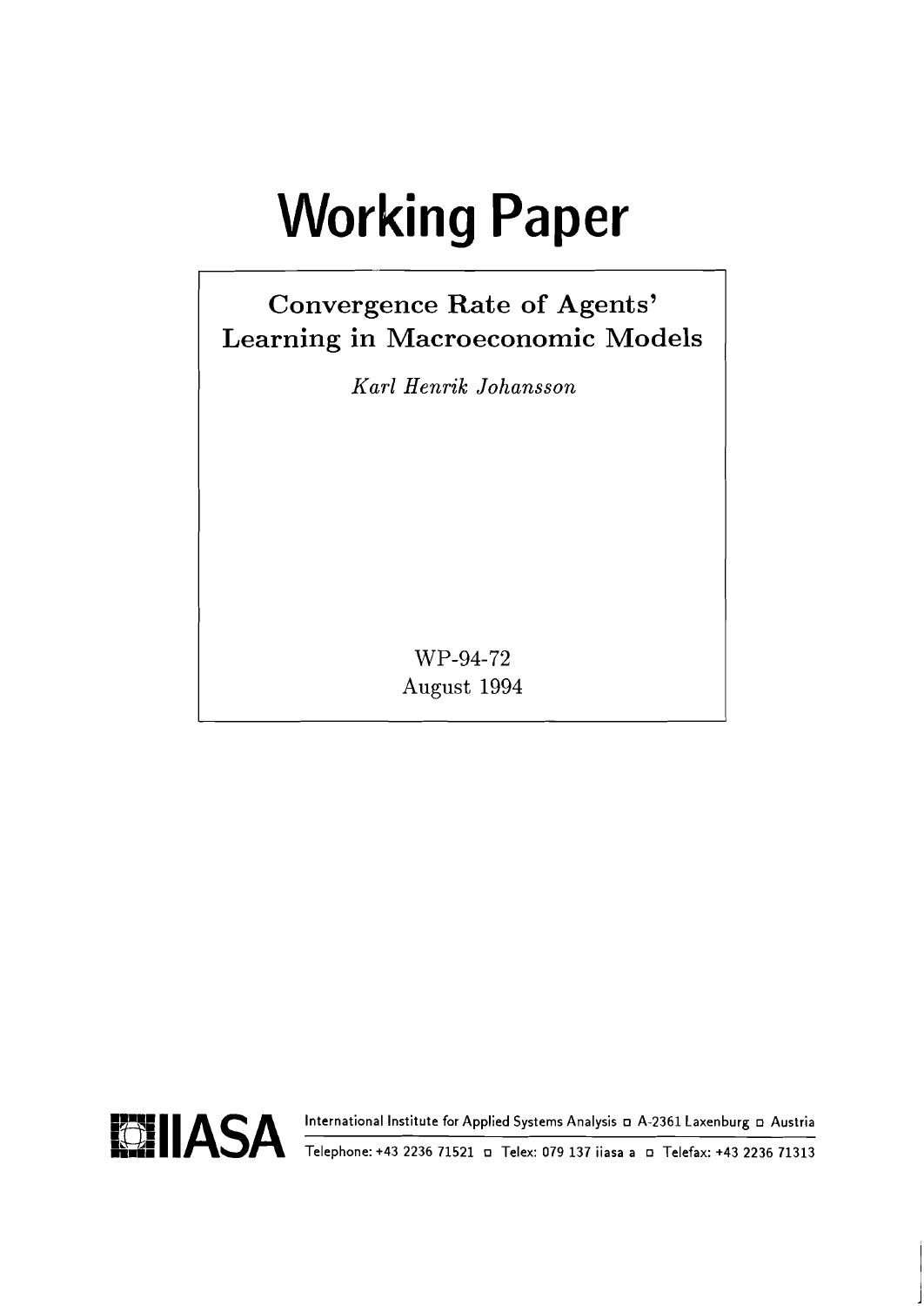# Working Paper

## Convergence Rate of Agents' Learning in Macroeconomic Models

*Karl Henrik Johansson*

WP-94-72
August 1994

IIASA
International Institute for Applied Systems Analysis □ A-2361 Laxenburg □ Austria
Telephone: +43 2236 71521 □ Telex: 079 137 iiasa a □ Telefax: +43 2236 71313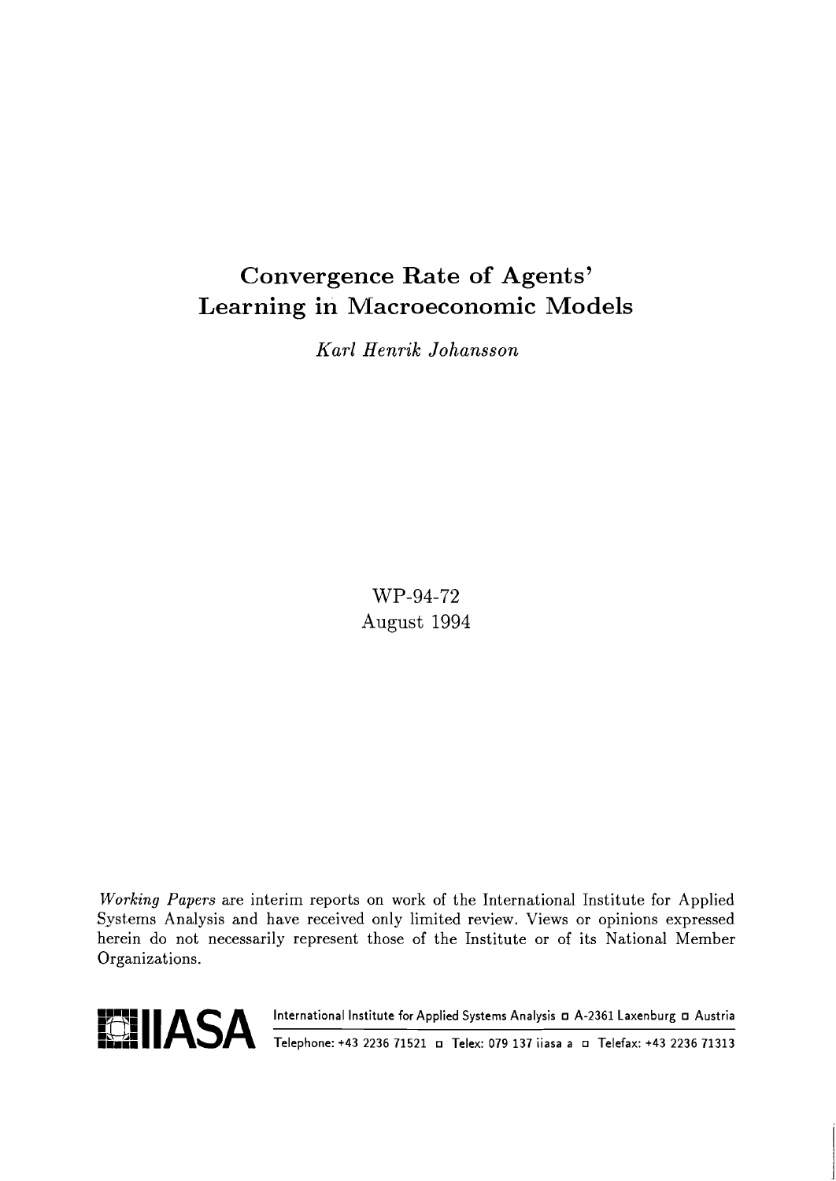# Convergence Rate of Agents' Learning in Macroeconomic Models

*Karl Henrik Johansson*

WP-94-72
August 1994

*Working Papers* are interim reports on work of the International Institute for Applied Systems Analysis and have received only limited review. Views or opinions expressed herein do not necessarily represent those of the Institute or of its National Member Organizations.

**IIASA** International Institute for Applied Systems Analysis ◻ A-2361 Laxenburg ◻ Austria

Telephone: +43 2236 71521 ◻ Telex: 079 137 iiasa a ◻ Telefax: +43 2236 71313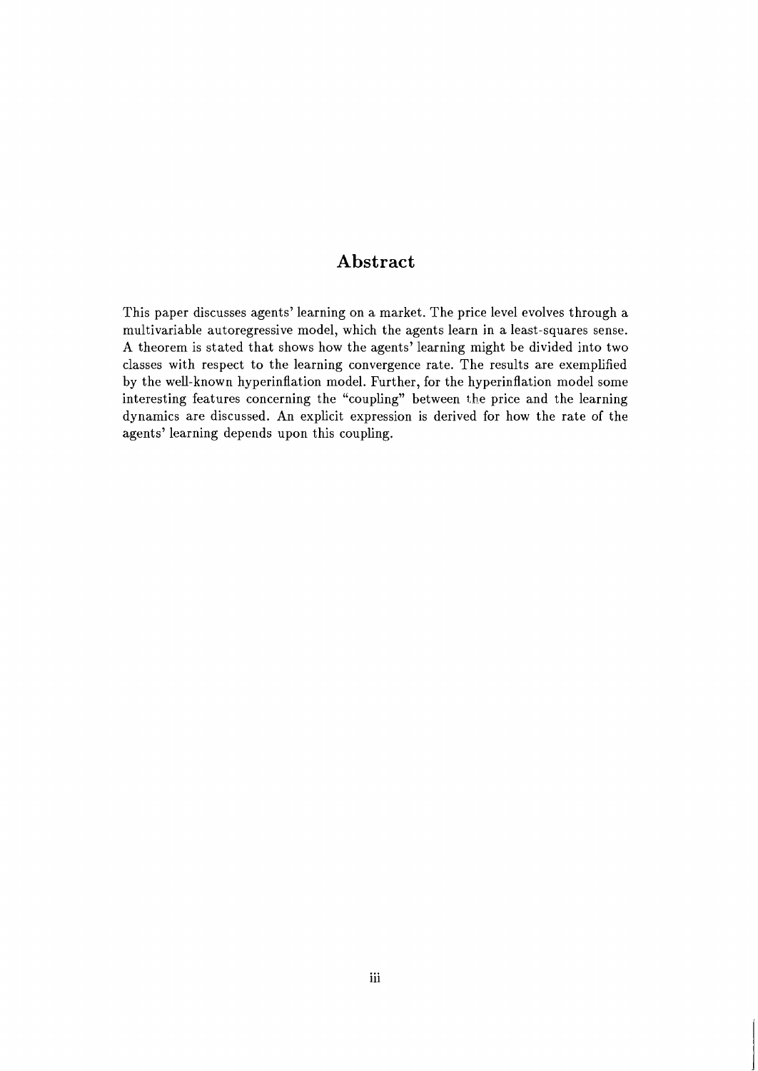# Abstract

This paper discusses agents' learning on a market. The price level evolves through a multivariable autoregressive model, which the agents learn in a least-squares sense. A theorem is stated that shows how the agents' learning might be divided into two classes with respect to the learning convergence rate. The results are exemplified by the well-known hyperinflation model. Further, for the hyperinflation model some interesting features concerning the "coupling" between the price and the learning dynamics are discussed. An explicit expression is derived for how the rate of the agents' learning depends upon this coupling.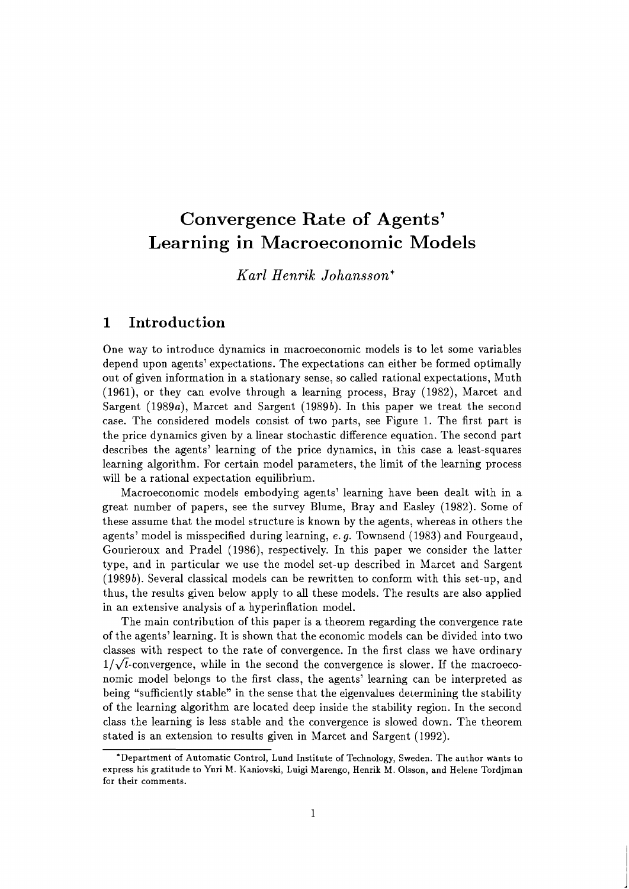# Convergence Rate of Agents' Learning in Macroeconomic Models

*Karl Henrik Johansson**

## 1 Introduction

One way to introduce dynamics in macroeconomic models is to let some variables depend upon agents' expectations. The expectations can either be formed optimally out of given information in a stationary sense, so called rational expectations, Muth (1961), or they can evolve through a learning process, Bray (1982), Marcet and Sargent (1989*a*), Marcet and Sargent (1989*b*). In this paper we treat the second case. The considered models consist of two parts, see Figure 1. The first part is the price dynamics given by a linear stochastic difference equation. The second part describes the agents' learning of the price dynamics, in this case a least-squares learning algorithm. For certain model parameters, the limit of the learning process will be a rational expectation equilibrium.

Macroeconomic models embodying agents' learning have been dealt with in a great number of papers, see the survey Blume, Bray and Easley (1982). Some of these assume that the model structure is known by the agents, whereas in others the agents' model is misspecified during learning, *e. g.* Townsend (1983) and Fourgeaud, Gourieroux and Pradel (1986), respectively. In this paper we consider the latter type, and in particular we use the model set-up described in Marcet and Sargent (1989*b*). Several classical models can be rewritten to conform with this set-up, and thus, the results given below apply to all these models. The results are also applied in an extensive analysis of a hyperinflation model.

The main contribution of this paper is a theorem regarding the convergence rate of the agents' learning. It is shown that the economic models can be divided into two classes with respect to the rate of convergence. In the first class we have ordinary $1/\sqrt{t}$-convergence, while in the second the convergence is slower. If the macroeconomic model belongs to the first class, the agents' learning can be interpreted as being "sufficiently stable" in the sense that the eigenvalues determining the stability of the learning algorithm are located deep inside the stability region. In the second class the learning is less stable and the convergence is slowed down. The theorem stated is an extension to results given in Marcet and Sargent (1992).

*Department of Automatic Control, Lund Institute of Technology, Sweden. The author wants to express his gratitude to Yuri M. Kaniovski, Luigi Marengo, Henrik M. Olsson, and Helene Tordjman for their comments.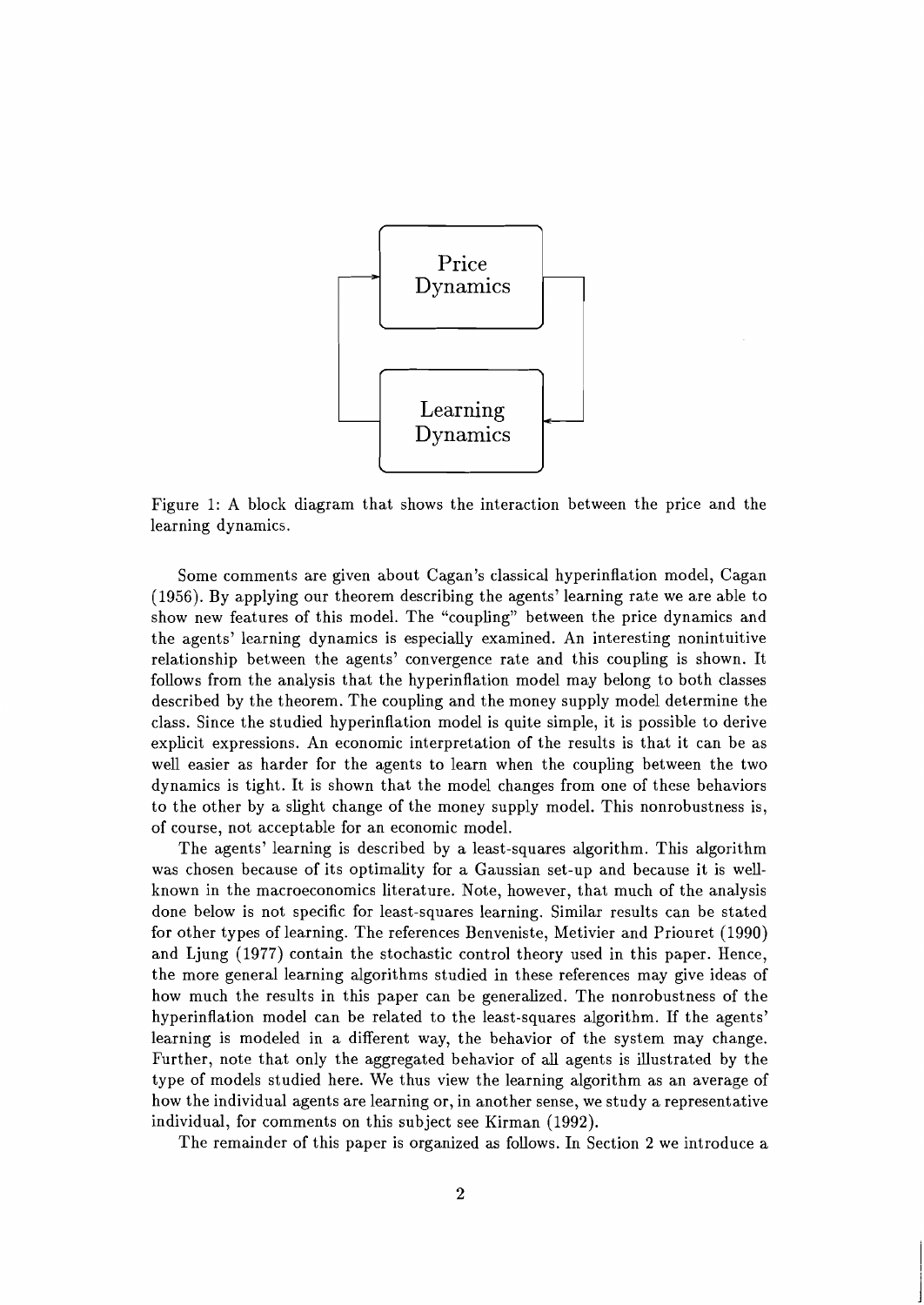Figure 1: A block diagram that shows the interaction between the price and the learning dynamics.

Some comments are given about Cagan's classical hyperinflation model, Cagan (1956). By applying our theorem describing the agents' learning rate we are able to show new features of this model. The "coupling" between the price dynamics and the agents' learning dynamics is especially examined. An interesting nonintuitive relationship between the agents' convergence rate and this coupling is shown. It follows from the analysis that the hyperinflation model may belong to both classes described by the theorem. The coupling and the money supply model determine the class. Since the studied hyperinflation model is quite simple, it is possible to derive explicit expressions. An economic interpretation of the results is that it can be as well easier as harder for the agents to learn when the coupling between the two dynamics is tight. It is shown that the model changes from one of these behaviors to the other by a slight change of the money supply model. This nonrobustness is, of course, not acceptable for an economic model.

The agents' learning is described by a least-squares algorithm. This algorithm was chosen because of its optimality for a Gaussian set-up and because it is well-known in the macroeconomics literature. Note, however, that much of the analysis done below is not specific for least-squares learning. Similar results can be stated for other types of learning. The references Benveniste, Metivier and Priouret (1990) and Ljung (1977) contain the stochastic control theory used in this paper. Hence, the more general learning algorithms studied in these references may give ideas of how much the results in this paper can be generalized. The nonrobustness of the hyperinflation model can be related to the least-squares algorithm. If the agents' learning is modeled in a different way, the behavior of the system may change. Further, note that only the aggregated behavior of all agents is illustrated by the type of models studied here. We thus view the learning algorithm as an average of how the individual agents are learning or, in another sense, we study a representative individual, for comments on this subject see Kirman (1992).

The remainder of this paper is organized as follows. In Section 2 we introduce a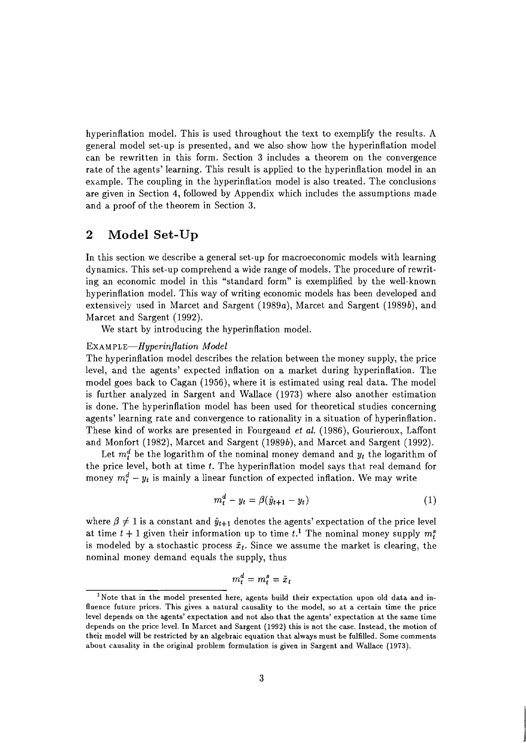hyperinflation model. This is used throughout the text to exemplify the results. A general model set-up is presented, and we also show how the hyperinflation model can be rewritten in this form. Section 3 includes a theorem on the convergence rate of the agents' learning. This result is applied to the hyperinflation model in an example. The coupling in the hyperinflation model is also treated. The conclusions are given in Section 4, followed by Appendix which includes the assumptions made and a proof of the theorem in Section 3.

## 2 Model Set-Up

In this section we describe a general set-up for macroeconomic models with learning dynamics. This set-up comprehend a wide range of models. The procedure of rewriting an economic model in this "standard form" is exemplified by the well-known hyperinflation model. This way of writing economic models has been developed and extensively used in Marcet and Sargent (1989*a*), Marcet and Sargent (1989*b*), and Marcet and Sargent (1992).

We start by introducing the hyperinflation model.

EXAMPLE—*Hyperinflation Model*

The hyperinflation model describes the relation between the money supply, the price level, and the agents' expected inflation on a market during hyperinflation. The model goes back to Cagan (1956), where it is estimated using real data. The model is further analyzed in Sargent and Wallace (1973) where also another estimation is done. The hyperinflation model has been used for theoretical studies concerning agents' learning rate and convergence to rationality in a situation of hyperinflation. These kind of works are presented in Fourgeaud *et al.* (1986), Gourieroux, Laffont and Monfort (1982), Marcet and Sargent (1989*b*), and Marcet and Sargent (1992).

Let $m_t^d$ be the logarithm of the nominal money demand and $y_t$ the logarithm of the price level, both at time $t$. The hyperinflation model says that real demand for money $m_t^d - y_t$ is mainly a linear function of expected inflation. We may write

$$m_t^d - y_t = \beta(\hat{y}_{t+1} - y_t) \tag{1}$$

where $\beta \neq 1$ is a constant and $\hat{y}_{t+1}$ denotes the agents' expectation of the price level at time $t+1$ given their information up to time $t$.[1] The nominal money supply $m_t^s$ is modeled by a stochastic process $\tilde{x}_t$. Since we assume the market is clearing, the nominal money demand equals the supply, thus

$$m_t^d = m_t^s = \tilde{x}_t$$

[1] Note that in the model presented here, agents build their expectation upon old data and influence future prices. This gives a natural causality to the model, so at a certain time the price level depends on the agents' expectation and not also that the agents' expectation at the same time depends on the price level. In Marcet and Sargent (1992) this is not the case. Instead, the motion of their model will be restricted by an algebraic equation that always must be fulfilled. Some comments about causality in the original problem formulation is given in Sargent and Wallace (1973).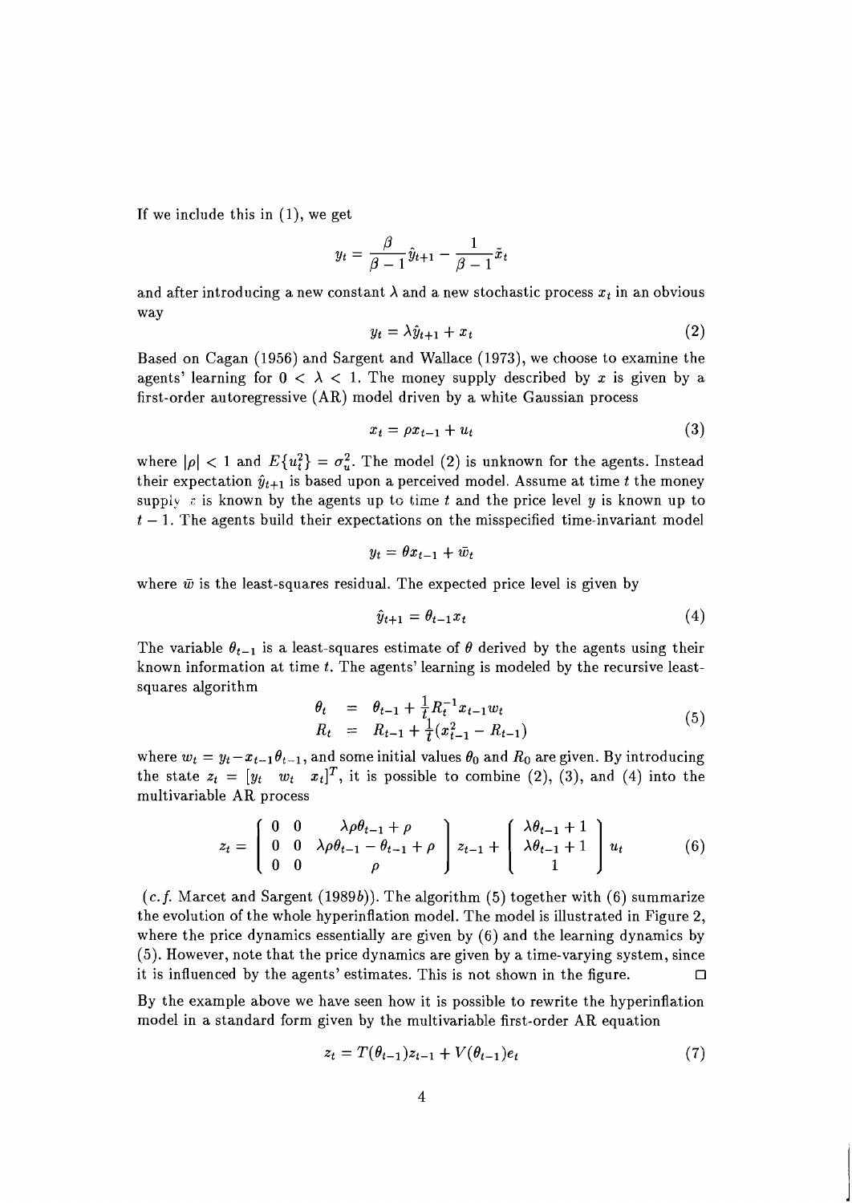If we include this in (1), we get

$$y_t = \frac{\beta}{\beta - 1}\hat{y}_{t+1} - \frac{1}{\beta - 1}\tilde{x}_t$$

and after introducing a new constant $\lambda$ and a new stochastic process $x_t$ in an obvious way

$$y_t = \lambda \hat{y}_{t+1} + x_t \tag{2}$$

Based on Cagan (1956) and Sargent and Wallace (1973), we choose to examine the agents' learning for $0 < \lambda < 1$. The money supply described by $x$ is given by a first-order autoregressive (AR) model driven by a white Gaussian process

$$x_t = \rho x_{t-1} + u_t \tag{3}$$

where $|\rho| < 1$ and $E\{u_t^2\} = \sigma_u^2$. The model (2) is unknown for the agents. Instead their expectation $\hat{y}_{t+1}$ is based upon a perceived model. Assume at time $t$ the money supply $x$ is known by the agents up to time $t$ and the price level $y$ is known up to $t-1$. The agents build their expectations on the misspecified time-invariant model

$$y_t = \theta x_{t-1} + \bar{w}_t$$

where $\bar{w}$ is the least-squares residual. The expected price level is given by

$$\hat{y}_{t+1} = \theta_{t-1} x_t \tag{4}$$

The variable $\theta_{t-1}$ is a least-squares estimate of $\theta$ derived by the agents using their known information at time $t$. The agents' learning is modeled by the recursive least-squares algorithm

$$\begin{aligned} \theta_t &= \theta_{t-1} + \tfrac{1}{t} R_t^{-1} x_{t-1} w_t \\ R_t &= R_{t-1} + \tfrac{1}{t}(x_{t-1}^2 - R_{t-1}) \end{aligned} \tag{5}$$

where $w_t = y_t - x_{t-1}\theta_{t-1}$, and some initial values $\theta_0$ and $R_0$ are given. By introducing the state $z_t = [y_t \quad w_t \quad x_t]^T$, it is possible to combine (2), (3), and (4) into the multivariable AR process

$$z_t = \begin{pmatrix} 0 & 0 & \lambda\rho\theta_{t-1} + \rho \\ 0 & 0 & \lambda\rho\theta_{t-1} - \theta_{t-1} + \rho \\ 0 & 0 & \rho \end{pmatrix} z_{t-1} + \begin{pmatrix} \lambda\theta_{t-1} + 1 \\ \lambda\theta_{t-1} + 1 \\ 1 \end{pmatrix} u_t \tag{6}$$

(*c.f.* Marcet and Sargent (1989*b*)). The algorithm (5) together with (6) summarize the evolution of the whole hyperinflation model. The model is illustrated in Figure 2, where the price dynamics essentially are given by (6) and the learning dynamics by (5). However, note that the price dynamics are given by a time-varying system, since it is influenced by the agents' estimates. This is not shown in the figure. □

By the example above we have seen how it is possible to rewrite the hyperinflation model in a standard form given by the multivariable first-order AR equation

$$z_t = T(\theta_{t-1}) z_{t-1} + V(\theta_{t-1}) e_t \tag{7}$$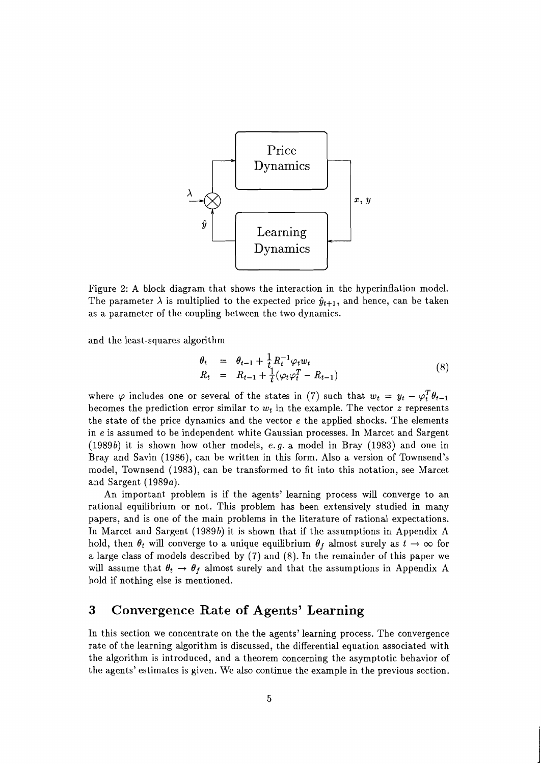Figure 2: A block diagram that shows the interaction in the hyperinflation model. The parameter $\lambda$ is multiplied to the expected price $\hat{y}_{t+1}$, and hence, can be taken as a parameter of the coupling between the two dynamics.

and the least-squares algorithm

$$
\begin{aligned}
\theta_t &= \theta_{t-1} + \frac{1}{t} R_t^{-1} \varphi_t w_t \\
R_t &= R_{t-1} + \frac{1}{t}(\varphi_t \varphi_t^T - R_{t-1})
\end{aligned}
\tag{8}
$$

where $\varphi$ includes one or several of the states in (7) such that $w_t = y_t - \varphi_t^T \theta_{t-1}$ becomes the prediction error similar to $w_t$ in the example. The vector $z$ represents the state of the price dynamics and the vector $e$ the applied shocks. The elements in $e$ is assumed to be independent white Gaussian processes. In Marcet and Sargent (1989*b*) it is shown how other models, *e.g.* a model in Bray (1983) and one in Bray and Savin (1986), can be written in this form. Also a version of Townsend's model, Townsend (1983), can be transformed to fit into this notation, see Marcet and Sargent (1989*a*).

An important problem is if the agents' learning process will converge to an rational equilibrium or not. This problem has been extensively studied in many papers, and is one of the main problems in the literature of rational expectations. In Marcet and Sargent (1989*b*) it is shown that if the assumptions in Appendix A hold, then $\theta_t$ will converge to a unique equilibrium $\theta_f$ almost surely as $t \to \infty$ for a large class of models described by (7) and (8). In the remainder of this paper we will assume that $\theta_t \to \theta_f$ almost surely and that the assumptions in Appendix A hold if nothing else is mentioned.

## 3 Convergence Rate of Agents' Learning

In this section we concentrate on the the agents' learning process. The convergence rate of the learning algorithm is discussed, the differential equation associated with the algorithm is introduced, and a theorem concerning the asymptotic behavior of the agents' estimates is given. We also continue the example in the previous section.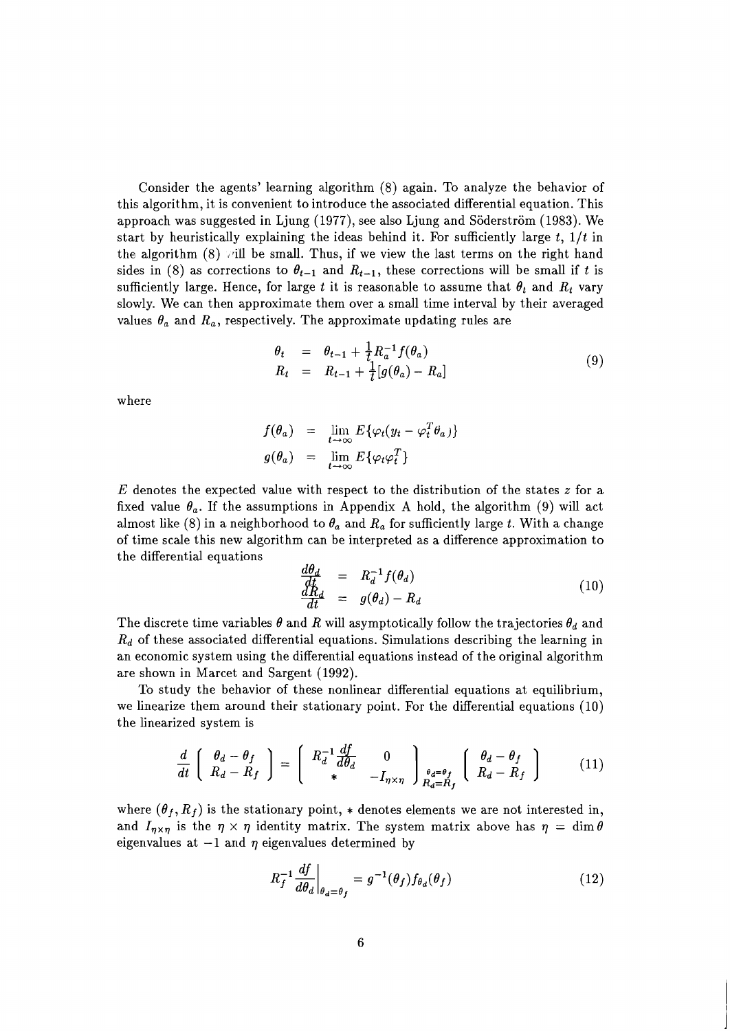Consider the agents' learning algorithm (8) again. To analyze the behavior of this algorithm, it is convenient to introduce the associated differential equation. This approach was suggested in Ljung (1977), see also Ljung and Söderström (1983). We start by heuristically explaining the ideas behind it. For sufficiently large $t$, $1/t$ in the algorithm (8) will be small. Thus, if we view the last terms on the right hand sides in (8) as corrections to $\theta_{t-1}$ and $R_{t-1}$, these corrections will be small if $t$ is sufficiently large. Hence, for large $t$ it is reasonable to assume that $\theta_t$ and $R_t$ vary slowly. We can then approximate them over a small time interval by their averaged values $\theta_a$ and $R_a$, respectively. The approximate updating rules are

$$
\begin{aligned}
\theta_t &= \theta_{t-1} + \tfrac{1}{t} R_a^{-1} f(\theta_a) \\
R_t &= R_{t-1} + \tfrac{1}{t}[g(\theta_a) - R_a]
\end{aligned}
\tag{9}
$$

where

$$
\begin{aligned}
f(\theta_a) &= \lim_{t\to\infty} E\{\varphi_t(y_t - \varphi_t^T \theta_a)\} \\
g(\theta_a) &= \lim_{t\to\infty} E\{\varphi_t \varphi_t^T\}
\end{aligned}
$$

$E$ denotes the expected value with respect to the distribution of the states $z$ for a fixed value $\theta_a$. If the assumptions in Appendix A hold, the algorithm (9) will act almost like (8) in a neighborhood to $\theta_a$ and $R_a$ for sufficiently large $t$. With a change of time scale this new algorithm can be interpreted as a difference approximation to the differential equations

$$
\begin{aligned}
\frac{d\theta_d}{dt} &= R_d^{-1} f(\theta_d) \\
\frac{dR_d}{dt} &= g(\theta_d) - R_d
\end{aligned}
\tag{10}
$$

The discrete time variables $\theta$ and $R$ will asymptotically follow the trajectories $\theta_d$ and $R_d$ of these associated differential equations. Simulations describing the learning in an economic system using the differential equations instead of the original algorithm are shown in Marcet and Sargent (1992).

To study the behavior of these nonlinear differential equations at equilibrium, we linearize them around their stationary point. For the differential equations (10) the linearized system is

$$
\frac{d}{dt}\begin{pmatrix} \theta_d - \theta_f \\ R_d - R_f \end{pmatrix} = \begin{pmatrix} R_d^{-1}\frac{df}{d\theta_d} & 0 \\ * & -I_{\eta\times\eta} \end{pmatrix}_{\substack{\theta_d=\theta_f \\ R_d=R_f}} \begin{pmatrix} \theta_d - \theta_f \\ R_d - R_f \end{pmatrix}
\tag{11}
$$

where $(\theta_f, R_f)$ is the stationary point, $*$ denotes elements we are not interested in, and $I_{\eta\times\eta}$ is the $\eta \times \eta$ identity matrix. The system matrix above has $\eta = \dim\theta$ eigenvalues at $-1$ and $\eta$ eigenvalues determined by

$$
R_f^{-1} \left.\frac{df}{d\theta_d}\right|_{\theta_d=\theta_f} = g^{-1}(\theta_f) f_{\theta_d}(\theta_f)
\tag{12}
$$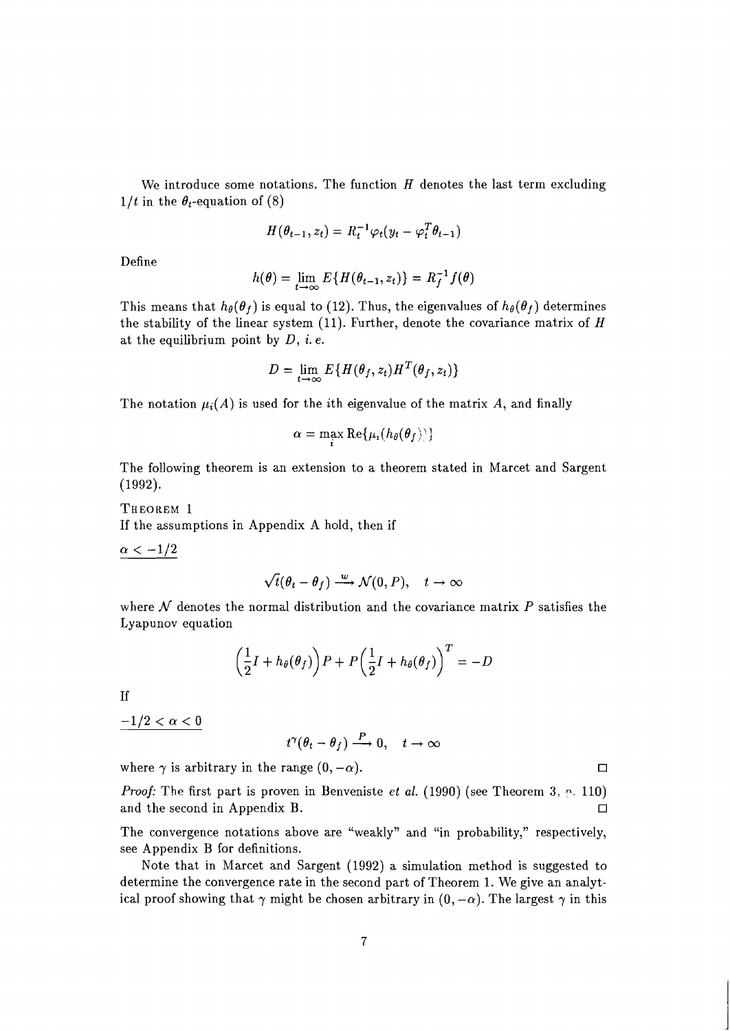We introduce some notations. The function $H$ denotes the last term excluding $1/t$ in the $\theta_t$-equation of (8)

$$H(\theta_{t-1}, z_t) = R_t^{-1}\varphi_t(y_t - \varphi_t^T\theta_{t-1})$$

Define

$$h(\theta) = \lim_{t\to\infty} E\{H(\theta_{t-1}, z_t)\} = R_f^{-1}f(\theta)$$

This means that $h_\theta(\theta_f)$ is equal to (12). Thus, the eigenvalues of $h_\theta(\theta_f)$ determines the stability of the linear system (11). Further, denote the covariance matrix of $H$ at the equilibrium point by $D$, *i. e.*

$$D = \lim_{t\to\infty} E\{H(\theta_f, z_t)H^T(\theta_f, z_t)\}$$

The notation $\mu_i(A)$ is used for the $i$th eigenvalue of the matrix $A$, and finally

$$\alpha = \max_i \operatorname{Re}\{\mu_i(h_\theta(\theta_f))\}$$

The following theorem is an extension to a theorem stated in Marcet and Sargent (1992).

THEOREM 1

If the assumptions in Appendix A hold, then if

$\alpha < -1/2$

$$\sqrt{t}(\theta_t - \theta_f) \xrightarrow{w} \mathcal{N}(0, P), \quad t \to \infty$$

where $\mathcal{N}$ denotes the normal distribution and the covariance matrix $P$ satisfies the Lyapunov equation

$$\left(\frac{1}{2}I + h_\theta(\theta_f)\right)P + P\left(\frac{1}{2}I + h_\theta(\theta_f)\right)^T = -D$$

If

$-1/2 < \alpha < 0$

$$t^\gamma(\theta_t - \theta_f) \xrightarrow{P} 0, \quad t \to \infty$$

where $\gamma$ is arbitrary in the range $(0, -\alpha)$. □

*Proof:* The first part is proven in Benveniste *et al.* (1990) (see Theorem 3, p. 110) and the second in Appendix B. □

The convergence notations above are "weakly" and "in probability," respectively, see Appendix B for definitions.

Note that in Marcet and Sargent (1992) a simulation method is suggested to determine the convergence rate in the second part of Theorem 1. We give an analytical proof showing that $\gamma$ might be chosen arbitrary in $(0, -\alpha)$. The largest $\gamma$ in this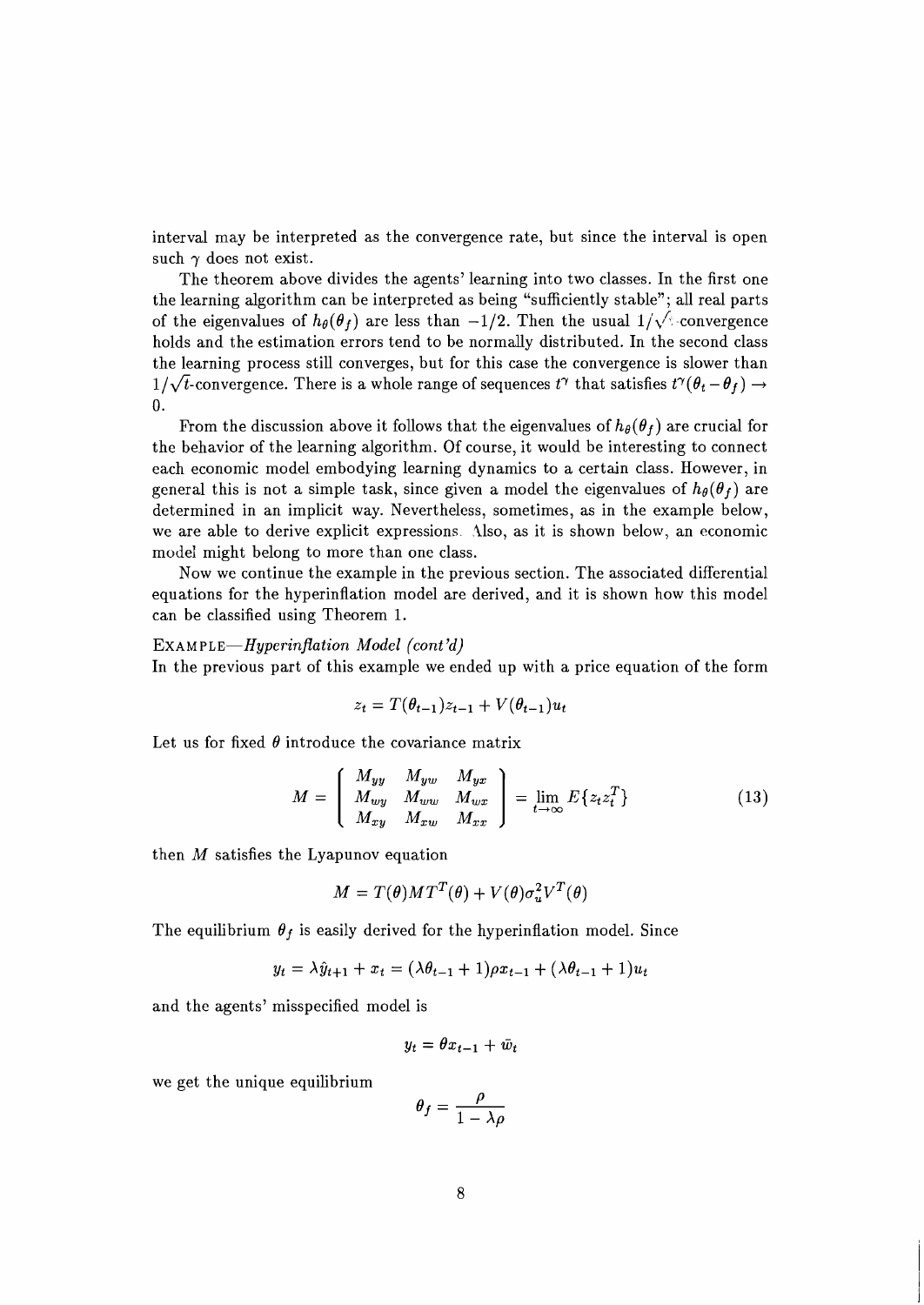interval may be interpreted as the convergence rate, but since the interval is open such $\gamma$ does not exist.

The theorem above divides the agents' learning into two classes. In the first one the learning algorithm can be interpreted as being "sufficiently stable"; all real parts of the eigenvalues of $h_\theta(\theta_f)$ are less than $-1/2$. Then the usual $1/\sqrt{t}$-convergence holds and the estimation errors tend to be normally distributed. In the second class the learning process still converges, but for this case the convergence is slower than $1/\sqrt{t}$-convergence. There is a whole range of sequences $t^\gamma$ that satisfies $t^\gamma(\theta_t - \theta_f) \to 0$.

From the discussion above it follows that the eigenvalues of $h_\theta(\theta_f)$ are crucial for the behavior of the learning algorithm. Of course, it would be interesting to connect each economic model embodying learning dynamics to a certain class. However, in general this is not a simple task, since given a model the eigenvalues of $h_\theta(\theta_f)$ are determined in an implicit way. Nevertheless, sometimes, as in the example below, we are able to derive explicit expressions. Also, as it is shown below, an economic model might belong to more than one class.

Now we continue the example in the previous section. The associated differential equations for the hyperinflation model are derived, and it is shown how this model can be classified using Theorem 1.

EXAMPLE—*Hyperinflation Model (cont'd)*
In the previous part of this example we ended up with a price equation of the form

$$z_t = T(\theta_{t-1})z_{t-1} + V(\theta_{t-1})u_t$$

Let us for fixed $\theta$ introduce the covariance matrix

$$M = \begin{pmatrix} M_{yy} & M_{yw} & M_{yx} \\ M_{wy} & M_{ww} & M_{wx} \\ M_{xy} & M_{xw} & M_{xx} \end{pmatrix} = \lim_{t\to\infty} E\{z_t z_t^T\} \tag{13}$$

then $M$ satisfies the Lyapunov equation

$$M = T(\theta)MT^T(\theta) + V(\theta)\sigma_u^2 V^T(\theta)$$

The equilibrium $\theta_f$ is easily derived for the hyperinflation model. Since

$$y_t = \lambda \hat{y}_{t+1} + x_t = (\lambda\theta_{t-1} + 1)\rho x_{t-1} + (\lambda\theta_{t-1} + 1)u_t$$

and the agents' misspecified model is

$$y_t = \theta x_{t-1} + \bar{w}_t$$

we get the unique equilibrium

$$\theta_f = \frac{\rho}{1 - \lambda\rho}$$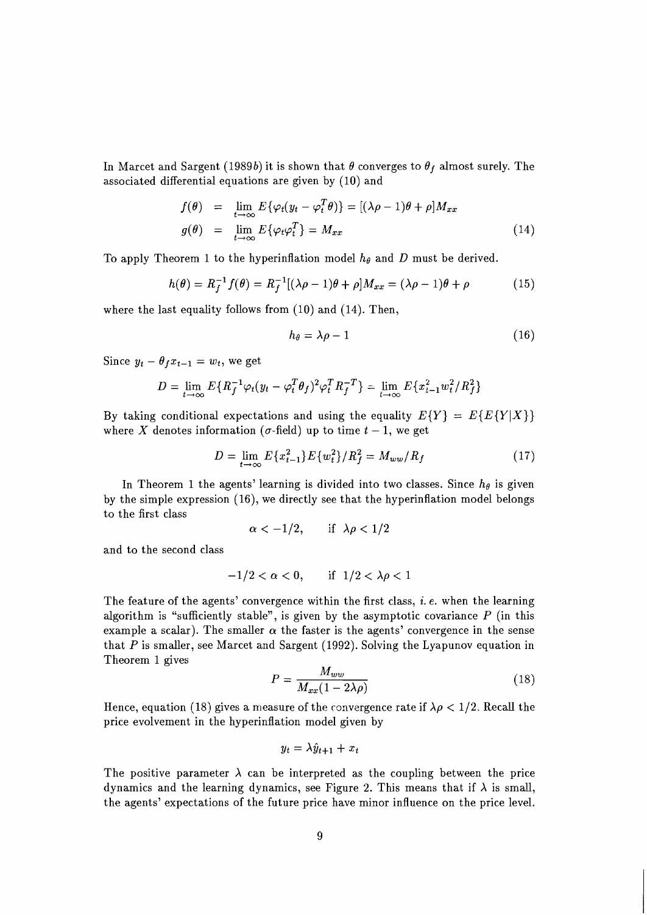In Marcet and Sargent (1989*b*) it is shown that $\theta$ converges to $\theta_f$ almost surely. The associated differential equations are given by (10) and

$$
\begin{aligned}
f(\theta) &= \lim_{t\to\infty} E\{\varphi_t(y_t - \varphi_t^T\theta)\} = [(\lambda\rho - 1)\theta + \rho]M_{xx} \\
g(\theta) &= \lim_{t\to\infty} E\{\varphi_t\varphi_t^T\} = M_{xx}
\end{aligned}
\tag{14}
$$

To apply Theorem 1 to the hyperinflation model $h_\theta$ and $D$ must be derived.

$$
h(\theta) = R_f^{-1} f(\theta) = R_f^{-1}[(\lambda\rho - 1)\theta + \rho]M_{xx} = (\lambda\rho - 1)\theta + \rho \tag{15}
$$

where the last equality follows from (10) and (14). Then,

$$
h_\theta = \lambda\rho - 1 \tag{16}
$$

Since $y_t - \theta_f x_{t-1} = w_t$, we get

$$
D = \lim_{t\to\infty} E\{R_f^{-1}\varphi_t(y_t - \varphi_t^T\theta_f)^2\varphi_t^T R_f^{-T}\} = \lim_{t\to\infty} E\{x_{t-1}^2 w_t^2/R_f^2\}
$$

By taking conditional expectations and using the equality $E\{Y\} = E\{E\{Y|X\}\}$ where $X$ denotes information ($\sigma$-field) up to time $t-1$, we get

$$
D = \lim_{t\to\infty} E\{x_{t-1}^2\}E\{w_t^2\}/R_f^2 = M_{ww}/R_f \tag{17}
$$

In Theorem 1 the agents' learning is divided into two classes. Since $h_\theta$ is given by the simple expression (16), we directly see that the hyperinflation model belongs to the first class

$$
\alpha < -1/2, \qquad \text{if } \lambda\rho < 1/2
$$

and to the second class

$$
-1/2 < \alpha < 0, \qquad \text{if } 1/2 < \lambda\rho < 1
$$

The feature of the agents' convergence within the first class, *i. e.* when the learning algorithm is "sufficiently stable", is given by the asymptotic covariance $P$ (in this example a scalar). The smaller $\alpha$ the faster is the agents' convergence in the sense that $P$ is smaller, see Marcet and Sargent (1992). Solving the Lyapunov equation in Theorem 1 gives

$$
P = \frac{M_{ww}}{M_{xx}(1 - 2\lambda\rho)} \tag{18}
$$

Hence, equation (18) gives a measure of the convergence rate if $\lambda\rho < 1/2$. Recall the price evolvement in the hyperinflation model given by

$$
y_t = \lambda\hat{y}_{t+1} + x_t
$$

The positive parameter $\lambda$ can be interpreted as the coupling between the price dynamics and the learning dynamics, see Figure 2. This means that if $\lambda$ is small, the agents' expectations of the future price have minor influence on the price level.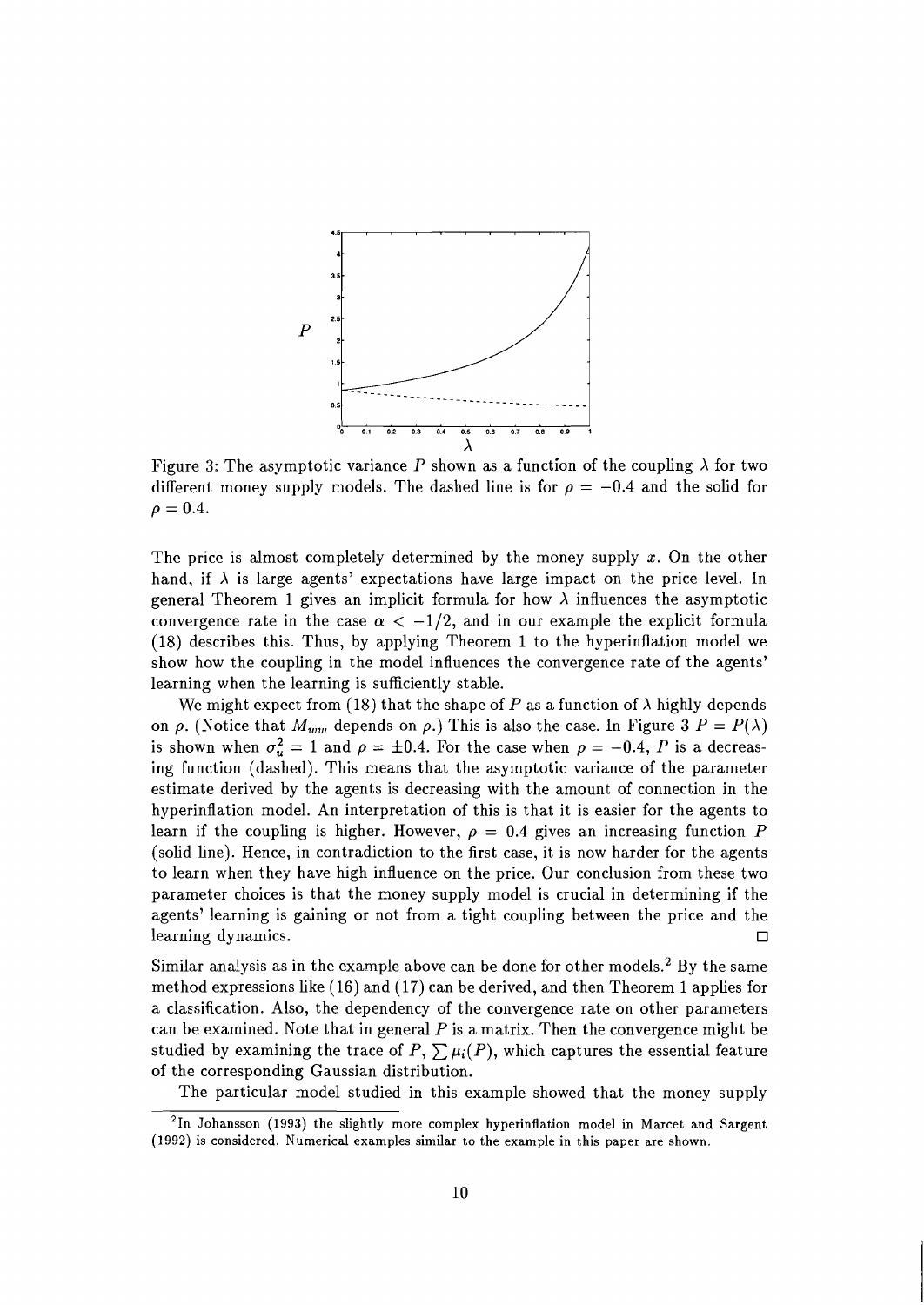Figure 3: The asymptotic variance $P$ shown as a function of the coupling $\lambda$ for two different money supply models. The dashed line is for $\rho = -0.4$ and the solid for $\rho = 0.4$.

The price is almost completely determined by the money supply $x$. On the other hand, if $\lambda$ is large agents' expectations have large impact on the price level. In general Theorem 1 gives an implicit formula for how $\lambda$ influences the asymptotic convergence rate in the case $\alpha < -1/2$, and in our example the explicit formula (18) describes this. Thus, by applying Theorem 1 to the hyperinflation model we show how the coupling in the model influences the convergence rate of the agents' learning when the learning is sufficiently stable.

We might expect from (18) that the shape of $P$ as a function of $\lambda$ highly depends on $\rho$. (Notice that $M_{ww}$ depends on $\rho$.) This is also the case. In Figure 3 $P = P(\lambda)$ is shown when $\sigma_u^2 = 1$ and $\rho = \pm 0.4$. For the case when $\rho = -0.4$, $P$ is a decreasing function (dashed). This means that the asymptotic variance of the parameter estimate derived by the agents is decreasing with the amount of connection in the hyperinflation model. An interpretation of this is that it is easier for the agents to learn if the coupling is higher. However, $\rho = 0.4$ gives an increasing function $P$ (solid line). Hence, in contradiction to the first case, it is now harder for the agents to learn when they have high influence on the price. Our conclusion from these two parameter choices is that the money supply model is crucial in determining if the agents' learning is gaining or not from a tight coupling between the price and the learning dynamics. □

Similar analysis as in the example above can be done for other models.[2] By the same method expressions like (16) and (17) can be derived, and then Theorem 1 applies for a classification. Also, the dependency of the convergence rate on other parameters can be examined. Note that in general $P$ is a matrix. Then the convergence might be studied by examining the trace of $P$, $\sum \mu_i(P)$, which captures the essential feature of the corresponding Gaussian distribution.

The particular model studied in this example showed that the money supply

[2] In Johansson (1993) the slightly more complex hyperinflation model in Marcet and Sargent (1992) is considered. Numerical examples similar to the example in this paper are shown.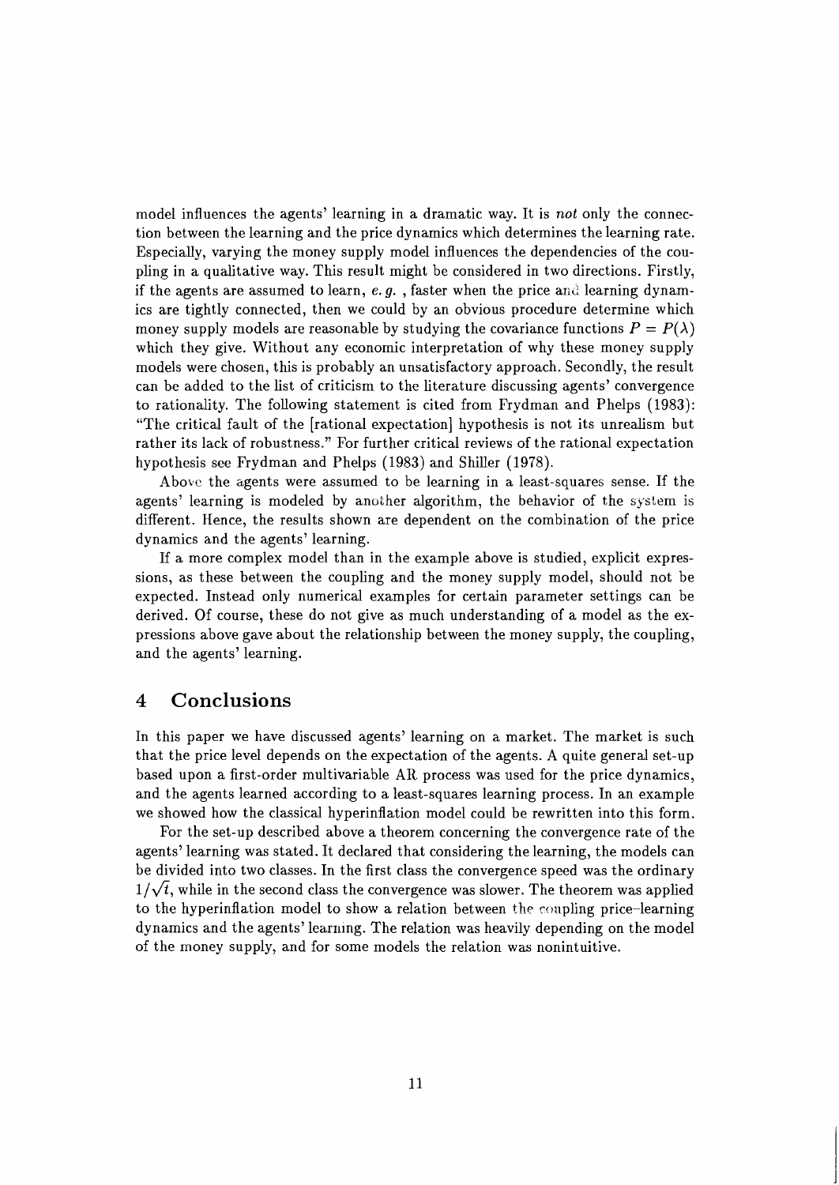model influences the agents' learning in a dramatic way. It is *not* only the connection between the learning and the price dynamics which determines the learning rate. Especially, varying the money supply model influences the dependencies of the coupling in a qualitative way. This result might be considered in two directions. Firstly, if the agents are assumed to learn, *e.g.* , faster when the price and learning dynamics are tightly connected, then we could by an obvious procedure determine which money supply models are reasonable by studying the covariance functions $P = P(\lambda)$ which they give. Without any economic interpretation of why these money supply models were chosen, this is probably an unsatisfactory approach. Secondly, the result can be added to the list of criticism to the literature discussing agents' convergence to rationality. The following statement is cited from Frydman and Phelps (1983): "The critical fault of the [rational expectation] hypothesis is not its unrealism but rather its lack of robustness." For further critical reviews of the rational expectation hypothesis see Frydman and Phelps (1983) and Shiller (1978).

Above the agents were assumed to be learning in a least-squares sense. If the agents' learning is modeled by another algorithm, the behavior of the system is different. Hence, the results shown are dependent on the combination of the price dynamics and the agents' learning.

If a more complex model than in the example above is studied, explicit expressions, as these between the coupling and the money supply model, should not be expected. Instead only numerical examples for certain parameter settings can be derived. Of course, these do not give as much understanding of a model as the expressions above gave about the relationship between the money supply, the coupling, and the agents' learning.

## 4 Conclusions

In this paper we have discussed agents' learning on a market. The market is such that the price level depends on the expectation of the agents. A quite general set-up based upon a first-order multivariable AR process was used for the price dynamics, and the agents learned according to a least-squares learning process. In an example we showed how the classical hyperinflation model could be rewritten into this form.

For the set-up described above a theorem concerning the convergence rate of the agents' learning was stated. It declared that considering the learning, the models can be divided into two classes. In the first class the convergence speed was the ordinary $1/\sqrt{t}$, while in the second class the convergence was slower. The theorem was applied to the hyperinflation model to show a relation between the coupling price–learning dynamics and the agents' learning. The relation was heavily depending on the model of the money supply, and for some models the relation was nonintuitive.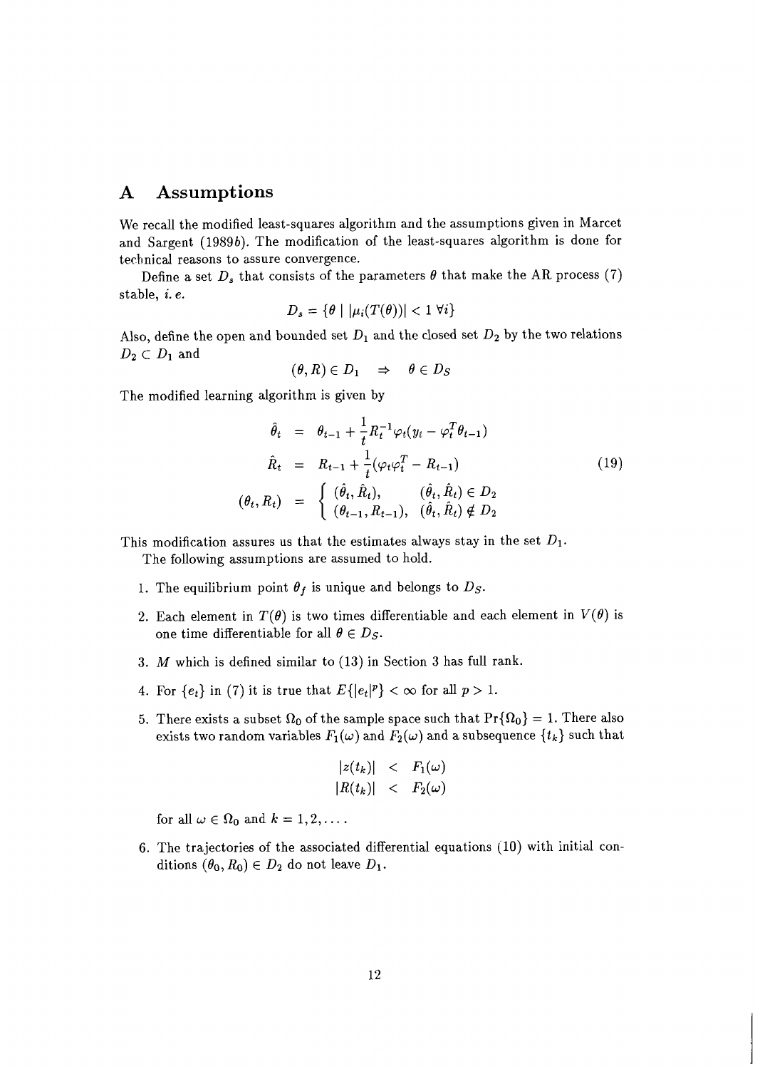# A Assumptions

We recall the modified least-squares algorithm and the assumptions given in Marcet and Sargent (1989*b*). The modification of the least-squares algorithm is done for technical reasons to assure convergence.

Define a set $D_s$ that consists of the parameters $\theta$ that make the AR process (7) stable, *i. e.*

$$D_s = \{\theta \mid |\mu_i(T(\theta))| < 1 \ \forall i\}$$

Also, define the open and bounded set $D_1$ and the closed set $D_2$ by the two relations $D_2 \subset D_1$ and

$$(\theta, R) \in D_1 \quad \Rightarrow \quad \theta \in D_S$$

The modified learning algorithm is given by

$$\begin{aligned}
\hat{\theta}_t &= \theta_{t-1} + \frac{1}{t} R_t^{-1} \varphi_t (y_t - \varphi_t^T \theta_{t-1}) \\
\hat{R}_t &= R_{t-1} + \frac{1}{t}(\varphi_t \varphi_t^T - R_{t-1}) \\
(\theta_t, R_t) &= \begin{cases} (\hat{\theta}_t, \hat{R}_t), & (\hat{\theta}_t, \hat{R}_t) \in D_2 \\ (\theta_{t-1}, R_{t-1}), & (\hat{\theta}_t, \hat{R}_t) \notin D_2 \end{cases}
\end{aligned} \tag{19}$$

This modification assures us that the estimates always stay in the set $D_1$.

The following assumptions are assumed to hold.

1. The equilibrium point $\theta_f$ is unique and belongs to $D_S$.
2. Each element in $T(\theta)$ is two times differentiable and each element in $V(\theta)$ is one time differentiable for all $\theta \in D_S$.
3. $M$ which is defined similar to (13) in Section 3 has full rank.
4. For $\{e_t\}$ in (7) it is true that $E\{|e_t|^p\} < \infty$ for all $p > 1$.
5. There exists a subset $\Omega_0$ of the sample space such that $\Pr\{\Omega_0\} = 1$. There also exists two random variables $F_1(\omega)$ and $F_2(\omega)$ and a subsequence $\{t_k\}$ such that

$$\begin{aligned}
|z(t_k)| &< F_1(\omega) \\
|R(t_k)| &< F_2(\omega)
\end{aligned}$$

   for all $\omega \in \Omega_0$ and $k = 1, 2, \ldots$.

6. The trajectories of the associated differential equations (10) with initial conditions $(\theta_0, R_0) \in D_2$ do not leave $D_1$.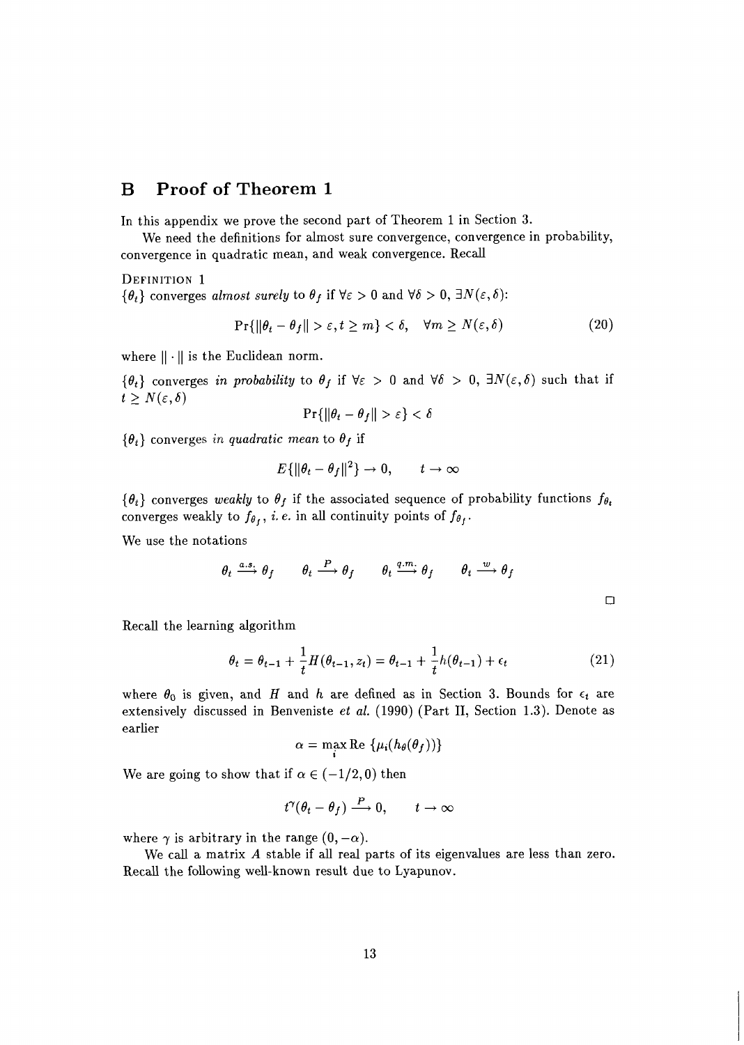# B Proof of Theorem 1

In this appendix we prove the second part of Theorem 1 in Section 3.

We need the definitions for almost sure convergence, convergence in probability, convergence in quadratic mean, and weak convergence. Recall

DEFINITION 1

$\{\theta_t\}$ converges *almost surely* to $\theta_f$ if $\forall \varepsilon > 0$ and $\forall \delta > 0$, $\exists N(\varepsilon, \delta)$:

$$\Pr\{\|\theta_t - \theta_f\| > \varepsilon, t \geq m\} < \delta, \quad \forall m \geq N(\varepsilon, \delta) \tag{20}$$

where $\|\cdot\|$ is the Euclidean norm.

$\{\theta_t\}$ converges *in probability* to $\theta_f$ if $\forall \varepsilon > 0$ and $\forall \delta > 0$, $\exists N(\varepsilon, \delta)$ such that if $t \geq N(\varepsilon, \delta)$

$$\Pr\{\|\theta_t - \theta_f\| > \varepsilon\} < \delta$$

$\{\theta_t\}$ converges *in quadratic mean* to $\theta_f$ if

$$E\{\|\theta_t - \theta_f\|^2\} \to 0, \qquad t \to \infty$$

$\{\theta_t\}$ converges *weakly* to $\theta_f$ if the associated sequence of probability functions $f_{\theta_t}$ converges weakly to $f_{\theta_f}$, *i. e.* in all continuity points of $f_{\theta_f}$.

We use the notations

$$\theta_t \xrightarrow{a.s.} \theta_f \qquad \theta_t \xrightarrow{P} \theta_f \qquad \theta_t \xrightarrow{q.m.} \theta_f \qquad \theta_t \xrightarrow{w} \theta_f$$

□

Recall the learning algorithm

$$\theta_t = \theta_{t-1} + \frac{1}{t} H(\theta_{t-1}, z_t) = \theta_{t-1} + \frac{1}{t} h(\theta_{t-1}) + \epsilon_t \tag{21}$$

where $\theta_0$ is given, and $H$ and $h$ are defined as in Section 3. Bounds for $\epsilon_t$ are extensively discussed in Benveniste *et al.* (1990) (Part II, Section 1.3). Denote as earlier

$$\alpha = \max_i \text{Re}\,\{\mu_i(h_\theta(\theta_f))\}$$

We are going to show that if $\alpha \in (-1/2, 0)$ then

$$t^\gamma(\theta_t - \theta_f) \xrightarrow{P} 0, \qquad t \to \infty$$

where $\gamma$ is arbitrary in the range $(0, -\alpha)$.

We call a matrix $A$ stable if all real parts of its eigenvalues are less than zero. Recall the following well-known result due to Lyapunov.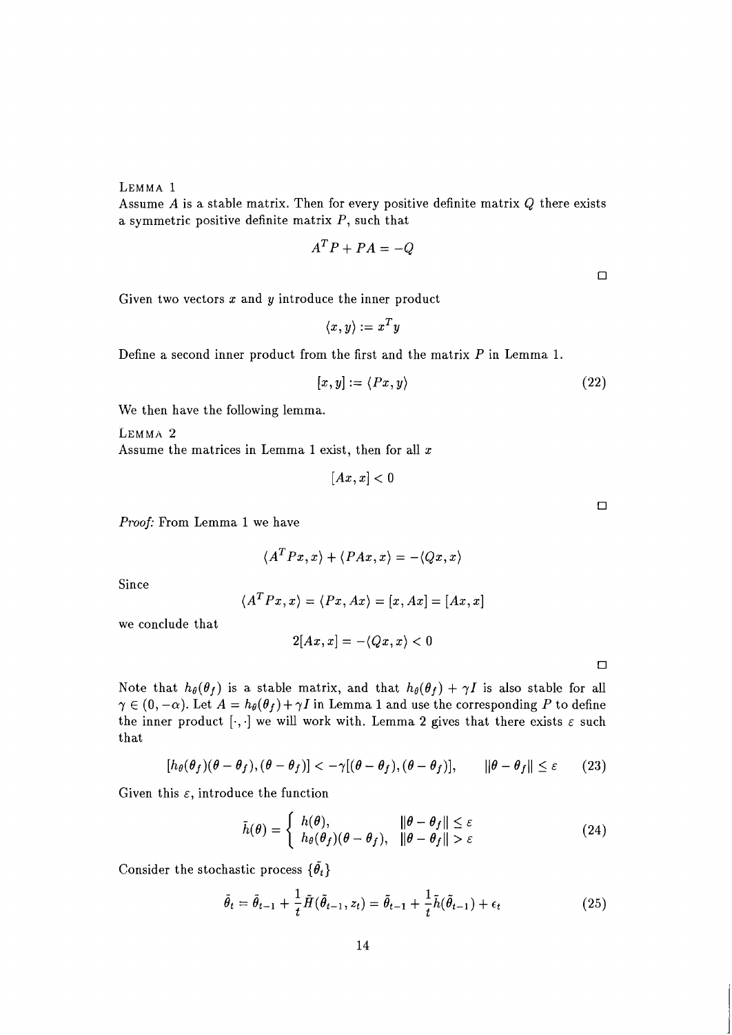LEMMA 1

Assume $A$ is a stable matrix. Then for every positive definite matrix $Q$ there exists a symmetric positive definite matrix $P$, such that

$$A^T P + PA = -Q$$

□

Given two vectors $x$ and $y$ introduce the inner product

$$\langle x, y \rangle := x^T y$$

Define a second inner product from the first and the matrix $P$ in Lemma 1.

$$[x, y] := \langle Px, y \rangle \tag{22}$$

We then have the following lemma.

LEMMA 2

Assume the matrices in Lemma 1 exist, then for all $x$

$$[Ax, x] < 0$$

□

*Proof:* From Lemma 1 we have

$$\langle A^T Px, x \rangle + \langle PAx, x \rangle = -\langle Qx, x \rangle$$

Since

$$\langle A^T Px, x \rangle = \langle Px, Ax \rangle = [x, Ax] = [Ax, x]$$

we conclude that

$$2[Ax, x] = -\langle Qx, x \rangle < 0$$

□

Note that $h_\theta(\theta_f)$ is a stable matrix, and that $h_\theta(\theta_f) + \gamma I$ is also stable for all $\gamma \in (0, -\alpha)$. Let $A = h_\theta(\theta_f) + \gamma I$ in Lemma 1 and use the corresponding $P$ to define the inner product $[\cdot, \cdot]$ we will work with. Lemma 2 gives that there exists $\varepsilon$ such that

$$[h_\theta(\theta_f)(\theta - \theta_f), (\theta - \theta_f)] < -\gamma[(\theta - \theta_f), (\theta - \theta_f)], \qquad \|\theta - \theta_f\| \le \varepsilon \tag{23}$$

Given this $\varepsilon$, introduce the function

$$\tilde{h}(\theta) = \begin{cases} h(\theta), & \|\theta - \theta_f\| \le \varepsilon \\ h_\theta(\theta_f)(\theta - \theta_f), & \|\theta - \theta_f\| > \varepsilon \end{cases} \tag{24}$$

Consider the stochastic process $\{\tilde{\theta}_t\}$

$$\tilde{\theta}_t = \tilde{\theta}_{t-1} + \frac{1}{t}\tilde{H}(\tilde{\theta}_{t-1}, z_t) = \tilde{\theta}_{t-1} + \frac{1}{t}\tilde{h}(\tilde{\theta}_{t-1}) + \epsilon_t \tag{25}$$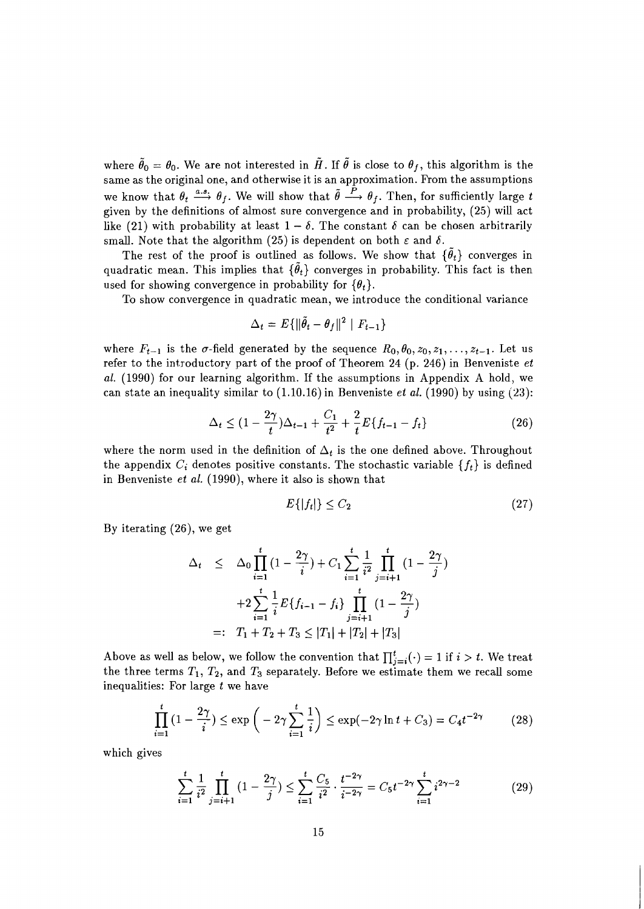where $\tilde{\theta}_0 = \theta_0$. We are not interested in $\tilde{H}$. If $\tilde{\theta}$ is close to $\theta_f$, this algorithm is the same as the original one, and otherwise it is an approximation. From the assumptions we know that $\theta_t \xrightarrow{a.s.} \theta_f$. We will show that $\tilde{\theta} \xrightarrow{P} \theta_f$. Then, for sufficiently large $t$ given by the definitions of almost sure convergence and in probability, (25) will act like (21) with probability at least $1 - \delta$. The constant $\delta$ can be chosen arbitrarily small. Note that the algorithm (25) is dependent on both $\varepsilon$ and $\delta$.

The rest of the proof is outlined as follows. We show that $\{\tilde{\theta}_t\}$ converges in quadratic mean. This implies that $\{\tilde{\theta}_t\}$ converges in probability. This fact is then used for showing convergence in probability for $\{\theta_t\}$.

To show convergence in quadratic mean, we introduce the conditional variance

$$\Delta_t = E\{\|\tilde{\theta}_t - \theta_f\|^2 \mid F_{t-1}\}$$

where $F_{t-1}$ is the $\sigma$-field generated by the sequence $R_0, \theta_0, z_0, z_1, \ldots, z_{t-1}$. Let us refer to the introductory part of the proof of Theorem 24 (p. 246) in Benveniste *et al.* (1990) for our learning algorithm. If the assumptions in Appendix A hold, we can state an inequality similar to (1.10.16) in Benveniste *et al.* (1990) by using (23):

$$\Delta_t \leq (1 - \frac{2\gamma}{t})\Delta_{t-1} + \frac{C_1}{t^2} + \frac{2}{t} E\{f_{t-1} - f_t\} \tag{26}$$

where the norm used in the definition of $\Delta_t$ is the one defined above. Throughout the appendix $C_i$ denotes positive constants. The stochastic variable $\{f_t\}$ is defined in Benveniste *et al.* (1990), where it also is shown that

$$E\{|f_t|\} \leq C_2 \tag{27}$$

By iterating (26), we get

$$\begin{aligned}
\Delta_t \quad &\leq \quad \Delta_0 \prod_{i=1}^{t} (1 - \frac{2\gamma}{i}) + C_1 \sum_{i=1}^{t} \frac{1}{i^2} \prod_{j=i+1}^{t} (1 - \frac{2\gamma}{j}) \\
&\quad + 2 \sum_{i=1}^{t} \frac{1}{i} E\{f_{i-1} - f_i\} \prod_{j=i+1}^{t} (1 - \frac{2\gamma}{j}) \\
&=: \quad T_1 + T_2 + T_3 \leq |T_1| + |T_2| + |T_3|
\end{aligned}$$

Above as well as below, we follow the convention that $\prod_{j=i}^{t}(\cdot) = 1$ if $i > t$. We treat the three terms $T_1$, $T_2$, and $T_3$ separately. Before we estimate them we recall some inequalities: For large $t$ we have

$$\prod_{i=1}^{t} (1 - \frac{2\gamma}{i}) \leq \exp\Big( -2\gamma \sum_{i=1}^{t} \frac{1}{i} \Big) \leq \exp(-2\gamma \ln t + C_3) = C_4 t^{-2\gamma} \tag{28}$$

which gives

$$\sum_{i=1}^{t} \frac{1}{i^2} \prod_{j=i+1}^{t} (1 - \frac{2\gamma}{j}) \leq \sum_{i=1}^{t} \frac{C_5}{i^2} \cdot \frac{t^{-2\gamma}}{i^{-2\gamma}} = C_5 t^{-2\gamma} \sum_{i=1}^{t} i^{2\gamma - 2} \tag{29}$$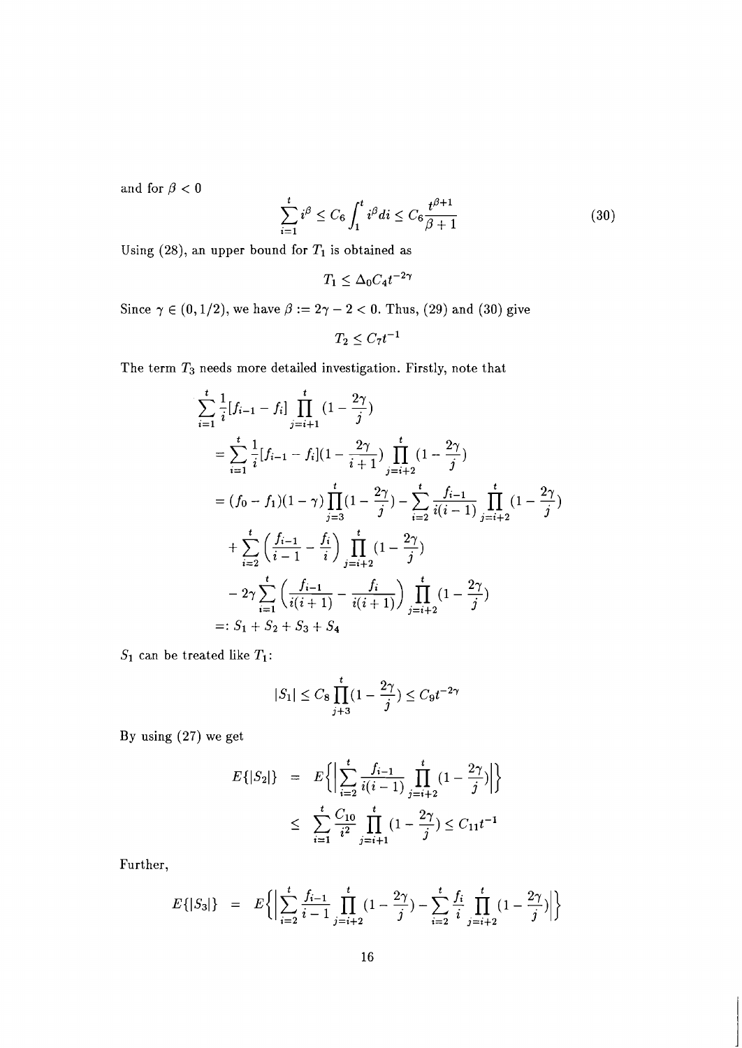and for $\beta < 0$

$$\sum_{i=1}^{t} i^{\beta} \le C_6 \int_1^t i^{\beta} di \le C_6 \frac{t^{\beta+1}}{\beta+1} \tag{30}$$

Using (28), an upper bound for $T_1$ is obtained as

$$T_1 \le \Delta_0 C_4 t^{-2\gamma}$$

Since $\gamma \in (0, 1/2)$, we have $\beta := 2\gamma - 2 < 0$. Thus, (29) and (30) give

$$T_2 \le C_7 t^{-1}$$

The term $T_3$ needs more detailed investigation. Firstly, note that

$$\begin{aligned}
&\sum_{i=1}^{t} \frac{1}{i}[f_{i-1} - f_i] \prod_{j=i+1}^{t} (1 - \frac{2\gamma}{j}) \\
&= \sum_{i=1}^{t} \frac{1}{i}[f_{i-1} - f_i](1 - \frac{2\gamma}{i+1}) \prod_{j=i+2}^{t} (1 - \frac{2\gamma}{j}) \\
&= (f_0 - f_1)(1-\gamma) \prod_{j=3}^{t} (1 - \frac{2\gamma}{j}) - \sum_{i=2}^{t} \frac{f_{i-1}}{i(i-1)} \prod_{j=i+2}^{t} (1 - \frac{2\gamma}{j}) \\
&\quad + \sum_{i=2}^{t} \left( \frac{f_{i-1}}{i-1} - \frac{f_i}{i} \right) \prod_{j=i+2}^{t} (1 - \frac{2\gamma}{j}) \\
&\quad - 2\gamma \sum_{i=1}^{t} \left( \frac{f_{i-1}}{i(i+1)} - \frac{f_i}{i(i+1)} \right) \prod_{j=i+2}^{t} (1 - \frac{2\gamma}{j}) \\
&=: S_1 + S_2 + S_3 + S_4
\end{aligned}$$

$S_1$ can be treated like $T_1$:

$$|S_1| \le C_8 \prod_{j+3}^{t} (1 - \frac{2\gamma}{j}) \le C_9 t^{-2\gamma}$$

By using (27) we get

$$\begin{aligned}
E\{|S_2|\} &= E\left\{ \left| \sum_{i=2}^{t} \frac{f_{i-1}}{i(i-1)} \prod_{j=i+2}^{t} (1 - \frac{2\gamma}{j}) \right| \right\} \\
&\le \sum_{i=1}^{t} \frac{C_{10}}{i^2} \prod_{j=i+1}^{t} (1 - \frac{2\gamma}{j}) \le C_{11} t^{-1}
\end{aligned}$$

Further,

$$E\{|S_3|\} = E\left\{ \left| \sum_{i=2}^{t} \frac{f_{i-1}}{i-1} \prod_{j=i+2}^{t} (1 - \frac{2\gamma}{j}) - \sum_{i=2}^{t} \frac{f_i}{i} \prod_{j=i+2}^{t} (1 - \frac{2\gamma}{j}) \right| \right\}$$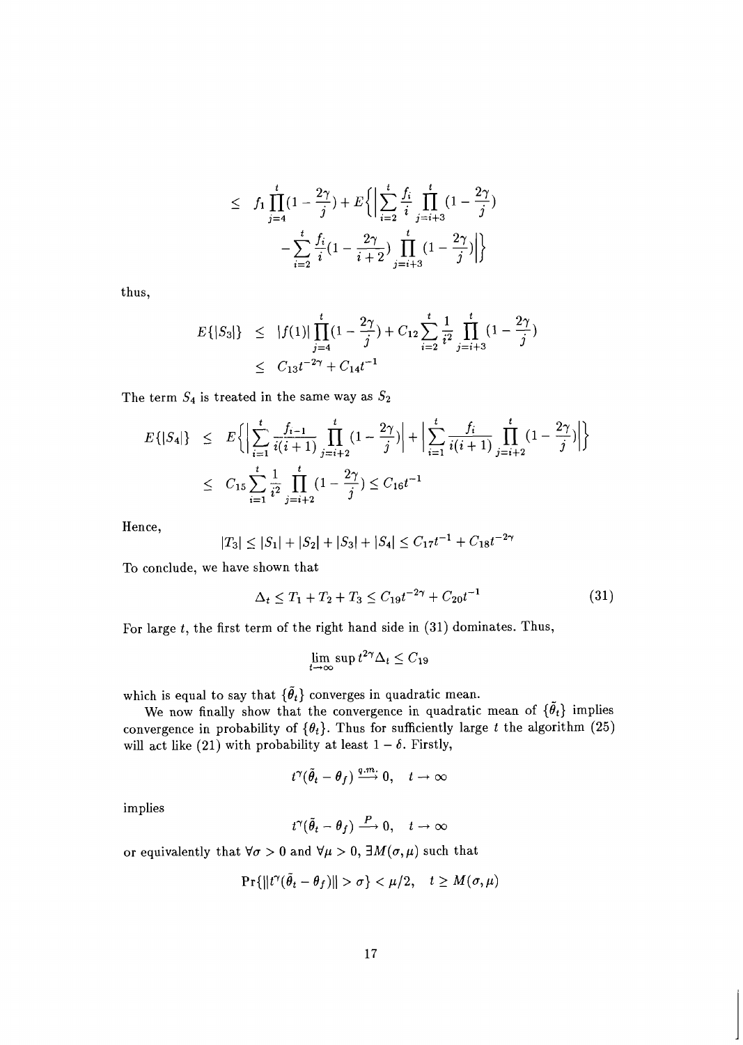$$\leq f_1 \prod_{j=4}^{t}(1-\frac{2\gamma}{j}) + E\Big\{\Big|\sum_{i=2}^{t}\frac{f_i}{i}\prod_{j=i+3}^{t}(1-\frac{2\gamma}{j}) - \sum_{i=2}^{t}\frac{f_i}{i}(1-\frac{2\gamma}{i+2})\prod_{j=i+3}^{t}(1-\frac{2\gamma}{j})\Big|\Big\}$$

thus,

$$\begin{aligned} E\{|S_3|\} &\leq |f(1)|\prod_{j=4}^{t}(1-\frac{2\gamma}{j}) + C_{12}\sum_{i=2}^{t}\frac{1}{i^2}\prod_{j=i+3}^{t}(1-\frac{2\gamma}{j}) \\ &\leq C_{13}t^{-2\gamma} + C_{14}t^{-1} \end{aligned}$$

The term $S_4$ is treated in the same way as $S_2$

$$\begin{aligned} E\{|S_4|\} &\leq E\Big\{\Big|\sum_{i=1}^{t}\frac{f_{i-1}}{i(i+1)}\prod_{j=i+2}^{t}(1-\frac{2\gamma}{j})\Big| + \Big|\sum_{i=1}^{t}\frac{f_i}{i(i+1)}\prod_{j=i+2}^{t}(1-\frac{2\gamma}{j})\Big|\Big\} \\ &\leq C_{15}\sum_{i=1}^{t}\frac{1}{i^2}\prod_{j=i+2}^{t}(1-\frac{2\gamma}{j}) \leq C_{16}t^{-1} \end{aligned}$$

Hence,

$$|T_3| \leq |S_1| + |S_2| + |S_3| + |S_4| \leq C_{17}t^{-1} + C_{18}t^{-2\gamma}$$

To conclude, we have shown that

$$\Delta_t \leq T_1 + T_2 + T_3 \leq C_{19}t^{-2\gamma} + C_{20}t^{-1} \tag{31}$$

For large $t$, the first term of the right hand side in (31) dominates. Thus,

$$\lim_{t\to\infty}\sup t^{2\gamma}\Delta_t \leq C_{19}$$

which is equal to say that $\{\tilde{\theta}_t\}$ converges in quadratic mean.

We now finally show that the convergence in quadratic mean of $\{\tilde{\theta}_t\}$ implies convergence in probability of $\{\theta_t\}$. Thus for sufficiently large $t$ the algorithm (25) will act like (21) with probability at least $1-\delta$. Firstly,

$$t^{\gamma}(\tilde{\theta}_t - \theta_f) \xrightarrow{q.m.} 0, \quad t \to \infty$$

implies

$$t^{\gamma}(\tilde{\theta}_t - \theta_f) \xrightarrow{P} 0, \quad t \to \infty$$

or equivalently that $\forall\sigma > 0$ and $\forall\mu > 0$, $\exists M(\sigma,\mu)$ such that

$$\Pr\{\|t^{\gamma}(\tilde{\theta}_t - \theta_f)\| > \sigma\} < \mu/2, \quad t \geq M(\sigma,\mu)$$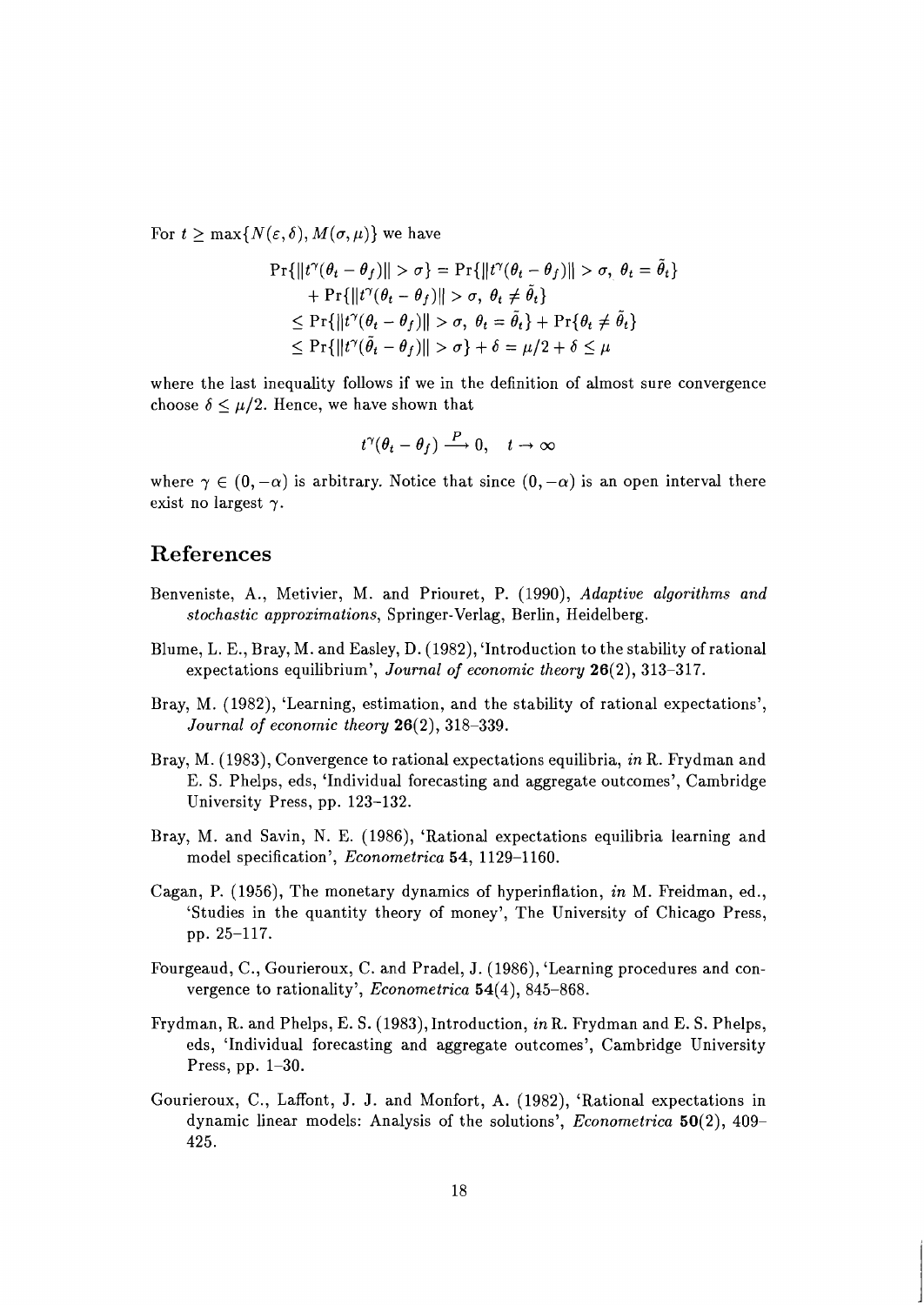For $t \geq \max\{N(\varepsilon, \delta), M(\sigma, \mu)\}$ we have

$$
\begin{aligned}
\Pr\{\|t^{\gamma}(\theta_t - \theta_f)\| > \sigma\} &= \Pr\{\|t^{\gamma}(\theta_t - \theta_f)\| > \sigma,\ \theta_t = \tilde{\theta}_t\} \\
&\quad + \Pr\{\|t^{\gamma}(\theta_t - \theta_f)\| > \sigma,\ \theta_t \neq \tilde{\theta}_t\} \\
&\leq \Pr\{\|t^{\gamma}(\theta_t - \theta_f)\| > \sigma,\ \theta_t = \tilde{\theta}_t\} + \Pr\{\theta_t \neq \tilde{\theta}_t\} \\
&\leq \Pr\{\|t^{\gamma}(\tilde{\theta}_t - \theta_f)\| > \sigma\} + \delta = \mu/2 + \delta \leq \mu
\end{aligned}
$$

where the last inequality follows if we in the definition of almost sure convergence choose $\delta \leq \mu/2$. Hence, we have shown that

$$
t^{\gamma}(\theta_t - \theta_f) \xrightarrow{P} 0, \quad t \to \infty
$$

where $\gamma \in (0, -\alpha)$ is arbitrary. Notice that since $(0, -\alpha)$ is an open interval there exist no largest $\gamma$.

# References

Benveniste, A., Metivier, M. and Priouret, P. (1990), *Adaptive algorithms and stochastic approximations*, Springer-Verlag, Berlin, Heidelberg.

Blume, L. E., Bray, M. and Easley, D. (1982), 'Introduction to the stability of rational expectations equilibrium', *Journal of economic theory* **26**(2), 313–317.

Bray, M. (1982), 'Learning, estimation, and the stability of rational expectations', *Journal of economic theory* **26**(2), 318–339.

Bray, M. (1983), Convergence to rational expectations equilibria, *in* R. Frydman and E. S. Phelps, eds, 'Individual forecasting and aggregate outcomes', Cambridge University Press, pp. 123–132.

Bray, M. and Savin, N. E. (1986), 'Rational expectations equilibria learning and model specification', *Econometrica* **54**, 1129–1160.

Cagan, P. (1956), The monetary dynamics of hyperinflation, *in* M. Freidman, ed., 'Studies in the quantity theory of money', The University of Chicago Press, pp. 25–117.

Fourgeaud, C., Gourieroux, C. and Pradel, J. (1986), 'Learning procedures and convergence to rationality', *Econometrica* **54**(4), 845–868.

Frydman, R. and Phelps, E. S. (1983), Introduction, *in* R. Frydman and E. S. Phelps, eds, 'Individual forecasting and aggregate outcomes', Cambridge University Press, pp. 1–30.

Gourieroux, C., Laffont, J. J. and Monfort, A. (1982), 'Rational expectations in dynamic linear models: Analysis of the solutions', *Econometrica* **50**(2), 409–425.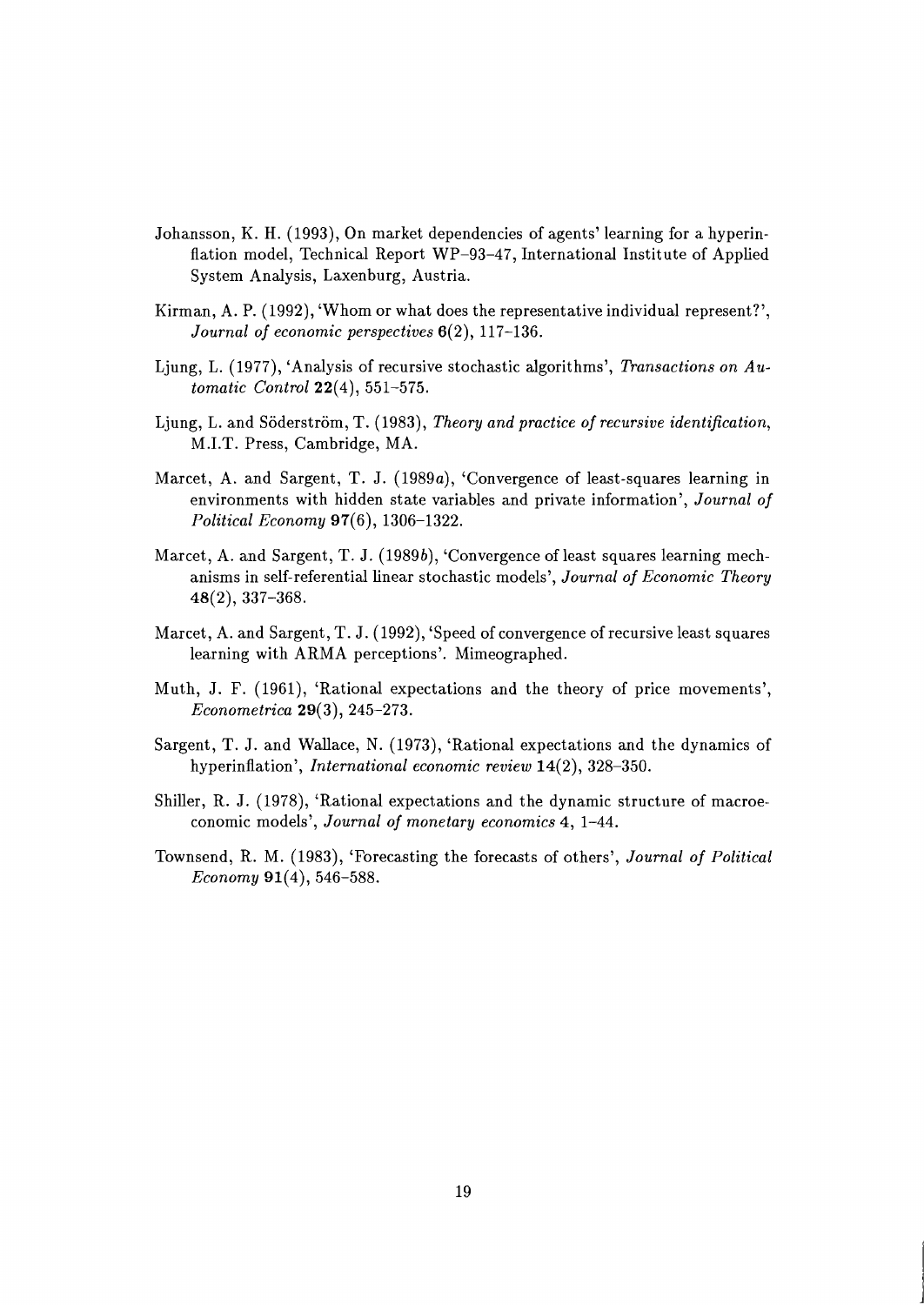Johansson, K. H. (1993), On market dependencies of agents' learning for a hyperinflation model, Technical Report WP–93–47, International Institute of Applied System Analysis, Laxenburg, Austria.

Kirman, A. P. (1992), 'Whom or what does the representative individual represent?', *Journal of economic perspectives* **6**(2), 117–136.

Ljung, L. (1977), 'Analysis of recursive stochastic algorithms', *Transactions on Automatic Control* **22**(4), 551–575.

Ljung, L. and Söderström, T. (1983), *Theory and practice of recursive identification*, M.I.T. Press, Cambridge, MA.

Marcet, A. and Sargent, T. J. (1989*a*), 'Convergence of least-squares learning in environments with hidden state variables and private information', *Journal of Political Economy* **97**(6), 1306–1322.

Marcet, A. and Sargent, T. J. (1989*b*), 'Convergence of least squares learning mechanisms in self-referential linear stochastic models', *Journal of Economic Theory* **48**(2), 337–368.

Marcet, A. and Sargent, T. J. (1992), 'Speed of convergence of recursive least squares learning with ARMA perceptions'. Mimeographed.

Muth, J. F. (1961), 'Rational expectations and the theory of price movements', *Econometrica* **29**(3), 245–273.

Sargent, T. J. and Wallace, N. (1973), 'Rational expectations and the dynamics of hyperinflation', *International economic review* **14**(2), 328–350.

Shiller, R. J. (1978), 'Rational expectations and the dynamic structure of macroeconomic models', *Journal of monetary economics* **4**, 1–44.

Townsend, R. M. (1983), 'Forecasting the forecasts of others', *Journal of Political Economy* **91**(4), 546–588.